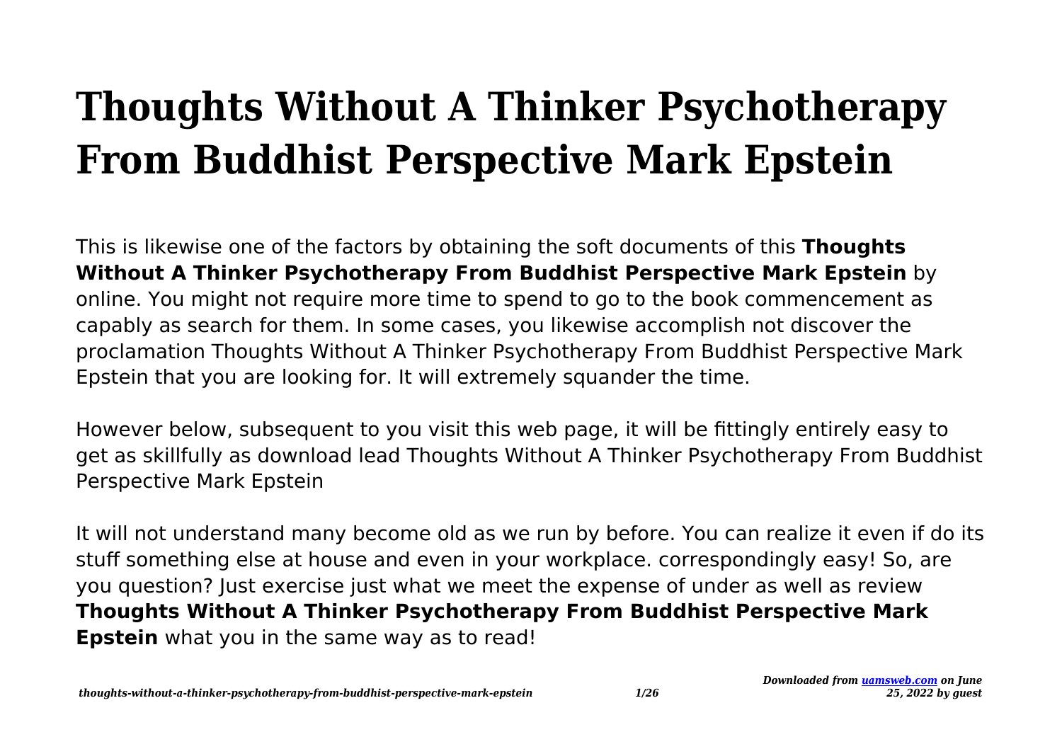# Thoughts Without A Thinker Psychotherapy From Buddhist Perspective Mark Epstein

This is likewise one of the factors by obtaining the soft documents of this **Thoughts Without A Thinker Psychotherapy From Buddhist Perspective Mark Epstein** by online. You might not require more time to spend to go to the book commencement as capably as search for them. In some cases, you likewise accomplish not discover the proclamation Thoughts Without A Thinker Psychotherapy From Buddhist Perspective Mark Epstein that you are looking for. It will extremely squander the time.

However below, subsequent to you visit this web page, it will be fittingly entirely easy to get as skillfully as download lead Thoughts Without A Thinker Psychotherapy From Buddhist Perspective Mark Epstein

It will not understand many become old as we run by before. You can realize it even if do its stuff something else at house and even in your workplace. correspondingly easy! So, are you question? Just exercise just what we meet the expense of under as well as review **Thoughts Without A Thinker Psychotherapy From Buddhist Perspective Mark Epstein** what you in the same way as to read!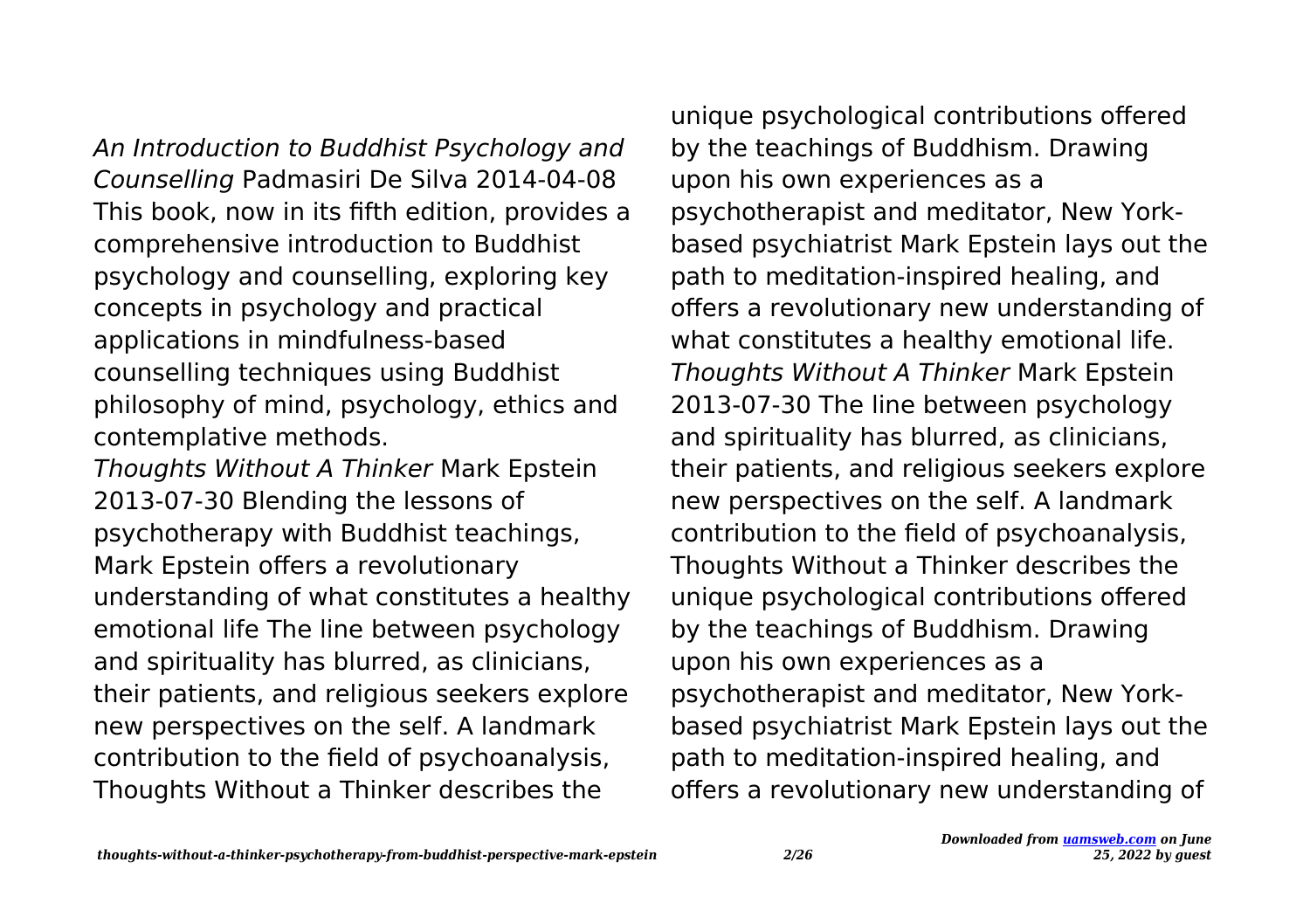*An Introduction to Buddhist Psychology and Counselling* Padmasiri De Silva 2014-04-08 This book, now in its fifth edition, provides a comprehensive introduction to Buddhist psychology and counselling, exploring key concepts in psychology and practical applications in mindfulness-based counselling techniques using Buddhist philosophy of mind, psychology, ethics and contemplative methods.

*Thoughts Without A Thinker* Mark Epstein 2013-07-30 Blending the lessons of psychotherapy with Buddhist teachings, Mark Epstein offers a revolutionary understanding of what constitutes a healthy emotional life The line between psychology and spirituality has blurred, as clinicians, their patients, and religious seekers explore new perspectives on the self. A landmark contribution to the field of psychoanalysis, Thoughts Without a Thinker describes the unique psychological contributions offered by the teachings of Buddhism. Drawing upon his own experiences as a psychotherapist and meditator, New York-based psychiatrist Mark Epstein lays out the path to meditation-inspired healing, and offers a revolutionary new understanding of what constitutes a healthy emotional life.

*Thoughts Without A Thinker* Mark Epstein 2013-07-30 The line between psychology and spirituality has blurred, as clinicians, their patients, and religious seekers explore new perspectives on the self. A landmark contribution to the field of psychoanalysis, Thoughts Without a Thinker describes the unique psychological contributions offered by the teachings of Buddhism. Drawing upon his own experiences as a psychotherapist and meditator, New York-based psychiatrist Mark Epstein lays out the path to meditation-inspired healing, and offers a revolutionary new understanding of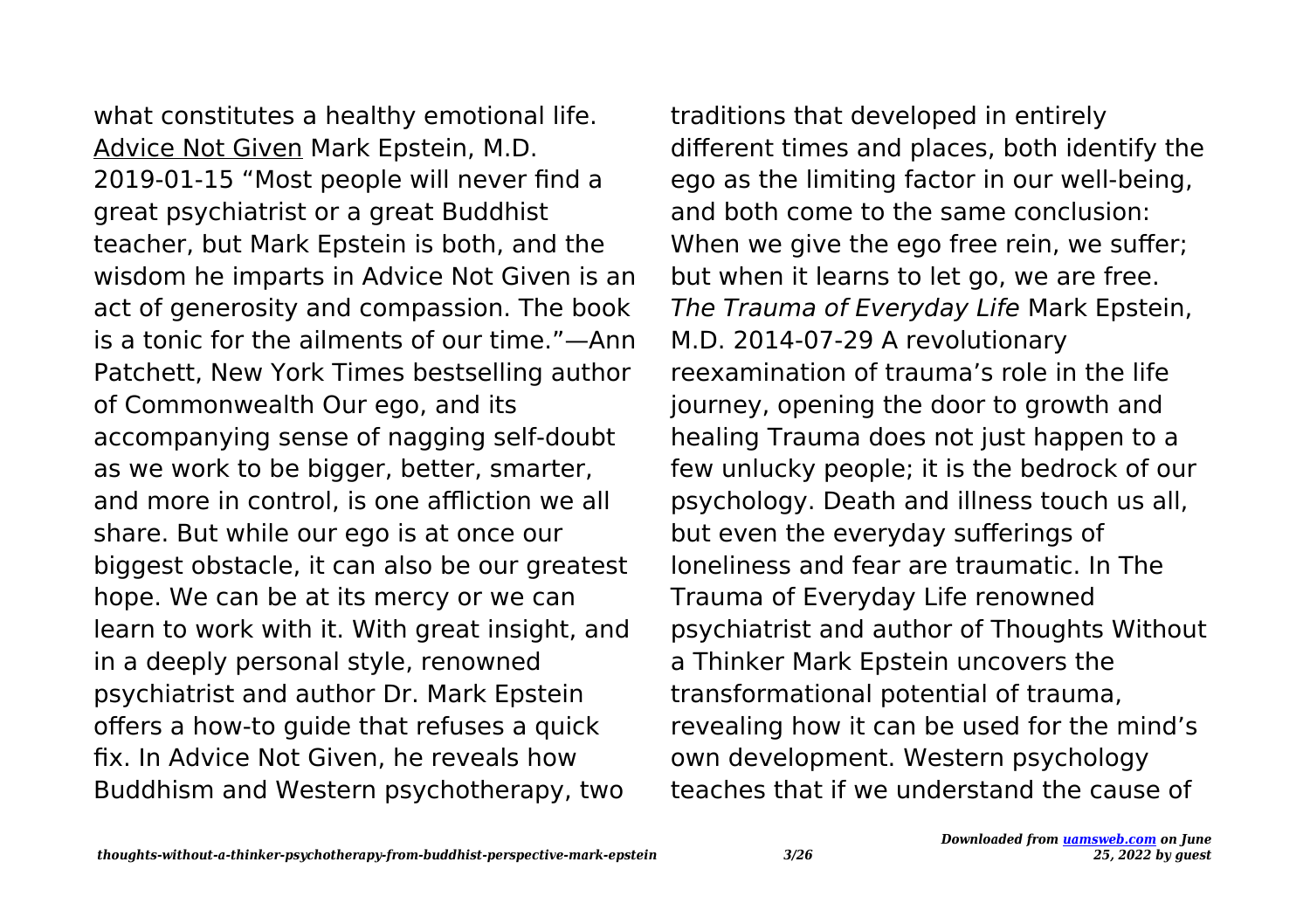what constitutes a healthy emotional life. Advice Not Given Mark Epstein, M.D. 2019-01-15 "Most people will never find a great psychiatrist or a great Buddhist teacher, but Mark Epstein is both, and the wisdom he imparts in Advice Not Given is an act of generosity and compassion. The book is a tonic for the ailments of our time."—Ann Patchett, New York Times bestselling author of Commonwealth Our ego, and its accompanying sense of nagging self-doubt as we work to be bigger, better, smarter, and more in control, is one affliction we all share. But while our ego is at once our biggest obstacle, it can also be our greatest hope. We can be at its mercy or we can learn to work with it. With great insight, and in a deeply personal style, renowned psychiatrist and author Dr. Mark Epstein offers a how-to guide that refuses a quick fix. In Advice Not Given, he reveals how Buddhism and Western psychotherapy, two traditions that developed in entirely different times and places, both identify the ego as the limiting factor in our well-being, and both come to the same conclusion: When we give the ego free rein, we suffer; but when it learns to let go, we are free. *The Trauma of Everyday Life* Mark Epstein, M.D. 2014-07-29 A revolutionary reexamination of trauma's role in the life journey, opening the door to growth and healing Trauma does not just happen to a few unlucky people; it is the bedrock of our psychology. Death and illness touch us all, but even the everyday sufferings of loneliness and fear are traumatic. In The Trauma of Everyday Life renowned psychiatrist and author of Thoughts Without a Thinker Mark Epstein uncovers the transformational potential of trauma, revealing how it can be used for the mind's own development. Western psychology teaches that if we understand the cause of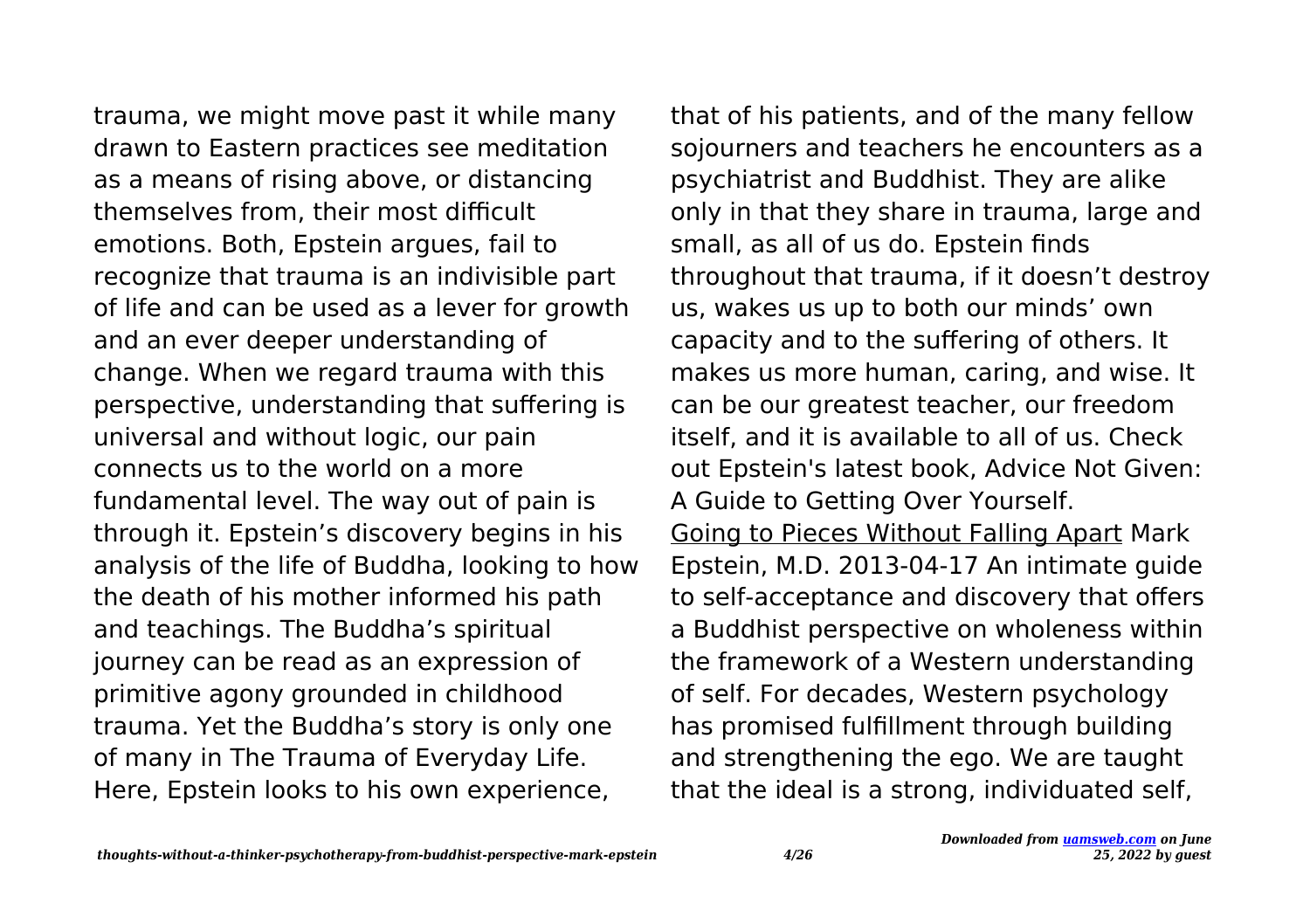trauma, we might move past it while many drawn to Eastern practices see meditation as a means of rising above, or distancing themselves from, their most difficult emotions. Both, Epstein argues, fail to recognize that trauma is an indivisible part of life and can be used as a lever for growth and an ever deeper understanding of change. When we regard trauma with this perspective, understanding that suffering is universal and without logic, our pain connects us to the world on a more fundamental level. The way out of pain is through it. Epstein's discovery begins in his analysis of the life of Buddha, looking to how the death of his mother informed his path and teachings. The Buddha's spiritual journey can be read as an expression of primitive agony grounded in childhood trauma. Yet the Buddha's story is only one of many in The Trauma of Everyday Life. Here, Epstein looks to his own experience, that of his patients, and of the many fellow sojourners and teachers he encounters as a psychiatrist and Buddhist. They are alike only in that they share in trauma, large and small, as all of us do. Epstein finds throughout that trauma, if it doesn't destroy us, wakes us up to both our minds' own capacity and to the suffering of others. It makes us more human, caring, and wise. It can be our greatest teacher, our freedom itself, and it is available to all of us. Check out Epstein's latest book, Advice Not Given: A Guide to Getting Over Yourself.

Going to Pieces Without Falling Apart Mark Epstein, M.D. 2013-04-17 An intimate guide to self-acceptance and discovery that offers a Buddhist perspective on wholeness within the framework of a Western understanding of self. For decades, Western psychology has promised fulfillment through building and strengthening the ego. We are taught that the ideal is a strong, individuated self,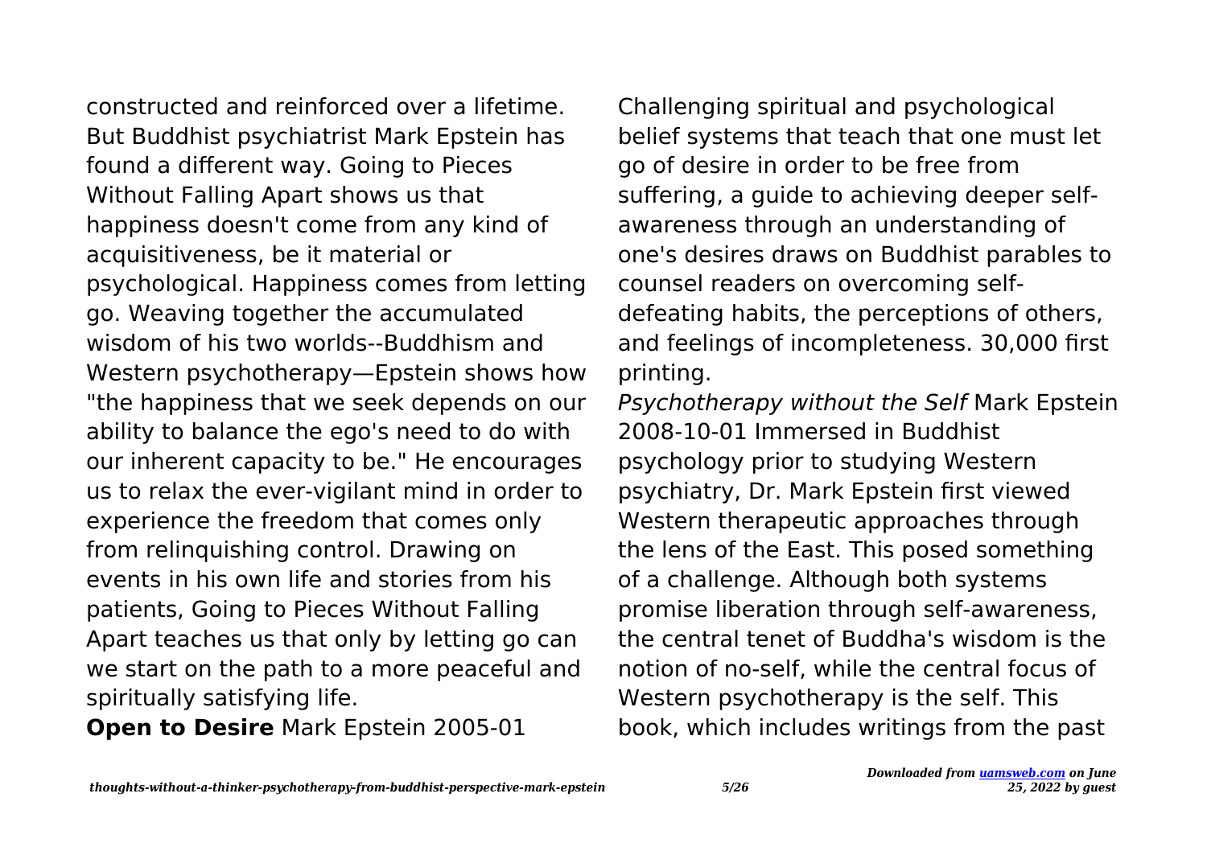constructed and reinforced over a lifetime. But Buddhist psychiatrist Mark Epstein has found a different way. Going to Pieces Without Falling Apart shows us that happiness doesn't come from any kind of acquisitiveness, be it material or psychological. Happiness comes from letting go. Weaving together the accumulated wisdom of his two worlds--Buddhism and Western psychotherapy—Epstein shows how "the happiness that we seek depends on our ability to balance the ego's need to do with our inherent capacity to be." He encourages us to relax the ever-vigilant mind in order to experience the freedom that comes only from relinquishing control. Drawing on events in his own life and stories from his patients, Going to Pieces Without Falling Apart teaches us that only by letting go can we start on the path to a more peaceful and spiritually satisfying life.

**Open to Desire** Mark Epstein 2005-01 Challenging spiritual and psychological belief systems that teach that one must let go of desire in order to be free from suffering, a guide to achieving deeper self-awareness through an understanding of one's desires draws on Buddhist parables to counsel readers on overcoming self-defeating habits, the perceptions of others, and feelings of incompleteness. 30,000 first printing.

*Psychotherapy without the Self* Mark Epstein 2008-10-01 Immersed in Buddhist psychology prior to studying Western psychiatry, Dr. Mark Epstein first viewed Western therapeutic approaches through the lens of the East. This posed something of a challenge. Although both systems promise liberation through self-awareness, the central tenet of Buddha's wisdom is the notion of no-self, while the central focus of Western psychotherapy is the self. This book, which includes writings from the past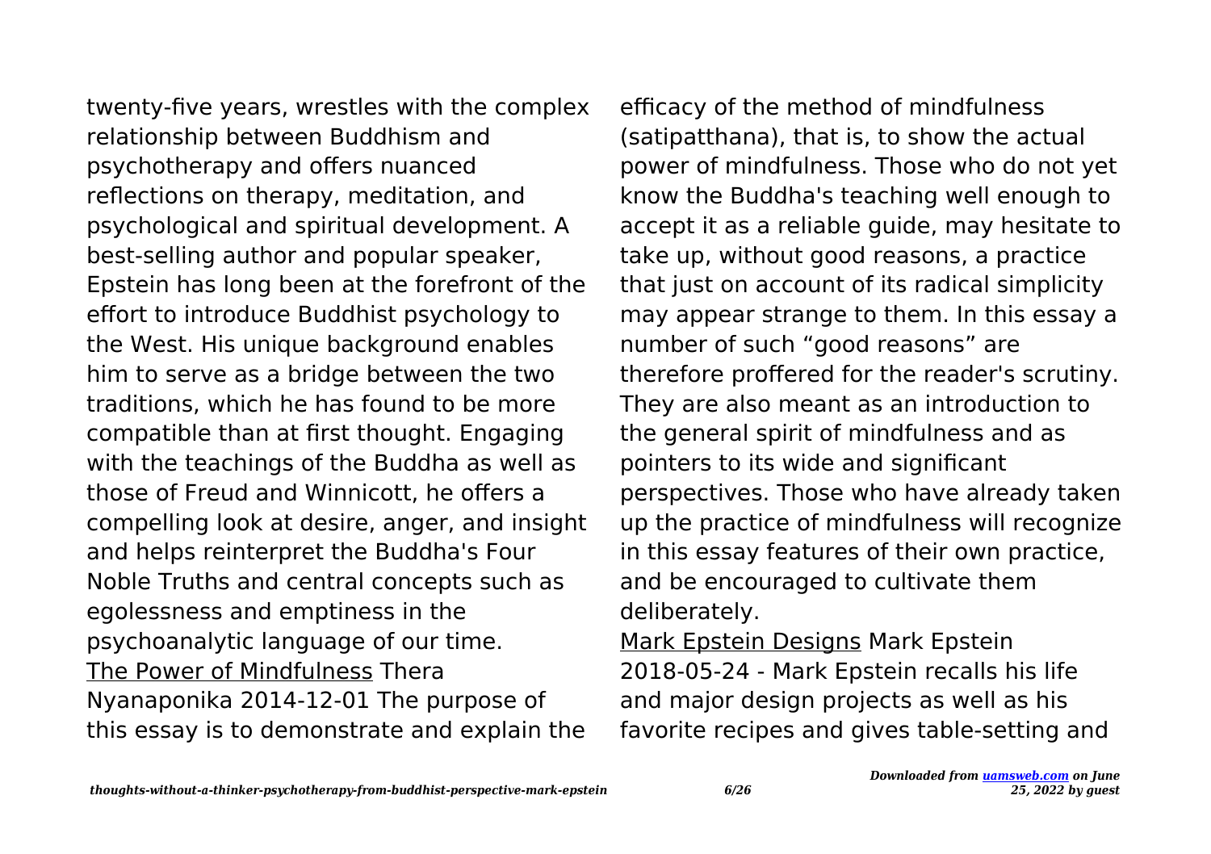twenty-five years, wrestles with the complex relationship between Buddhism and psychotherapy and offers nuanced reflections on therapy, meditation, and psychological and spiritual development. A best-selling author and popular speaker, Epstein has long been at the forefront of the effort to introduce Buddhist psychology to the West. His unique background enables him to serve as a bridge between the two traditions, which he has found to be more compatible than at first thought. Engaging with the teachings of the Buddha as well as those of Freud and Winnicott, he offers a compelling look at desire, anger, and insight and helps reinterpret the Buddha's Four Noble Truths and central concepts such as egolessness and emptiness in the psychoanalytic language of our time.

The Power of Mindfulness Thera Nyanaponika 2014-12-01 The purpose of this essay is to demonstrate and explain the efficacy of the method of mindfulness (satipatthana), that is, to show the actual power of mindfulness. Those who do not yet know the Buddha's teaching well enough to accept it as a reliable guide, may hesitate to take up, without good reasons, a practice that just on account of its radical simplicity may appear strange to them. In this essay a number of such "good reasons" are therefore proffered for the reader's scrutiny. They are also meant as an introduction to the general spirit of mindfulness and as pointers to its wide and significant perspectives. Those who have already taken up the practice of mindfulness will recognize in this essay features of their own practice, and be encouraged to cultivate them deliberately.

Mark Epstein Designs Mark Epstein 2018-05-24 - Mark Epstein recalls his life and major design projects as well as his favorite recipes and gives table-setting and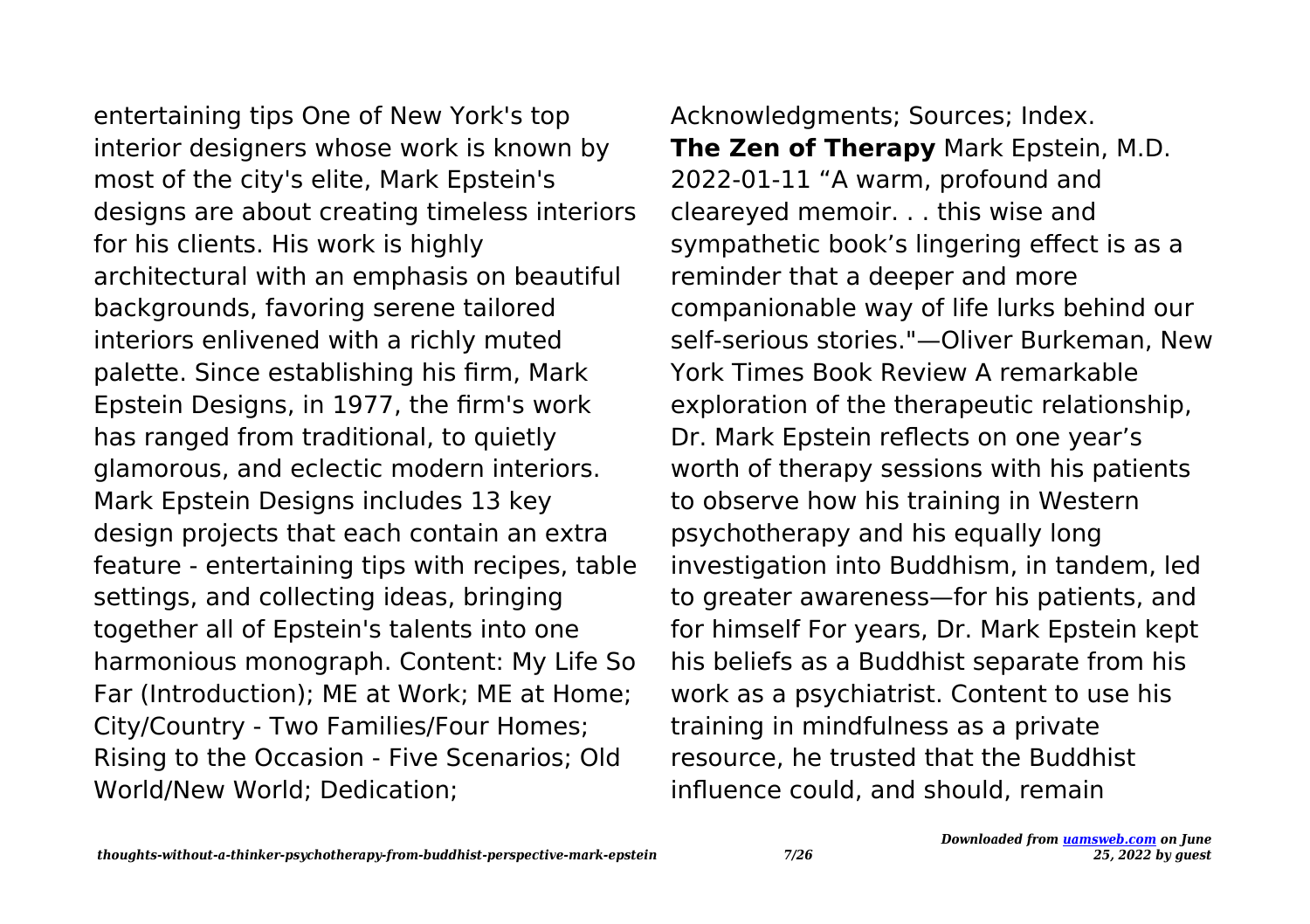entertaining tips One of New York's top interior designers whose work is known by most of the city's elite, Mark Epstein's designs are about creating timeless interiors for his clients. His work is highly architectural with an emphasis on beautiful backgrounds, favoring serene tailored interiors enlivened with a richly muted palette. Since establishing his firm, Mark Epstein Designs, in 1977, the firm's work has ranged from traditional, to quietly glamorous, and eclectic modern interiors. Mark Epstein Designs includes 13 key design projects that each contain an extra feature - entertaining tips with recipes, table settings, and collecting ideas, bringing together all of Epstein's talents into one harmonious monograph. Content: My Life So Far (Introduction); ME at Work; ME at Home; City/Country - Two Families/Four Homes; Rising to the Occasion - Five Scenarios; Old World/New World; Dedication; Acknowledgments; Sources; Index.

**The Zen of Therapy** Mark Epstein, M.D. 2022-01-11 "A warm, profound and cleareyed memoir. . . this wise and sympathetic book's lingering effect is as a reminder that a deeper and more companionable way of life lurks behind our self-serious stories."—Oliver Burkeman, New York Times Book Review A remarkable exploration of the therapeutic relationship, Dr. Mark Epstein reflects on one year's worth of therapy sessions with his patients to observe how his training in Western psychotherapy and his equally long investigation into Buddhism, in tandem, led to greater awareness—for his patients, and for himself For years, Dr. Mark Epstein kept his beliefs as a Buddhist separate from his work as a psychiatrist. Content to use his training in mindfulness as a private resource, he trusted that the Buddhist influence could, and should, remain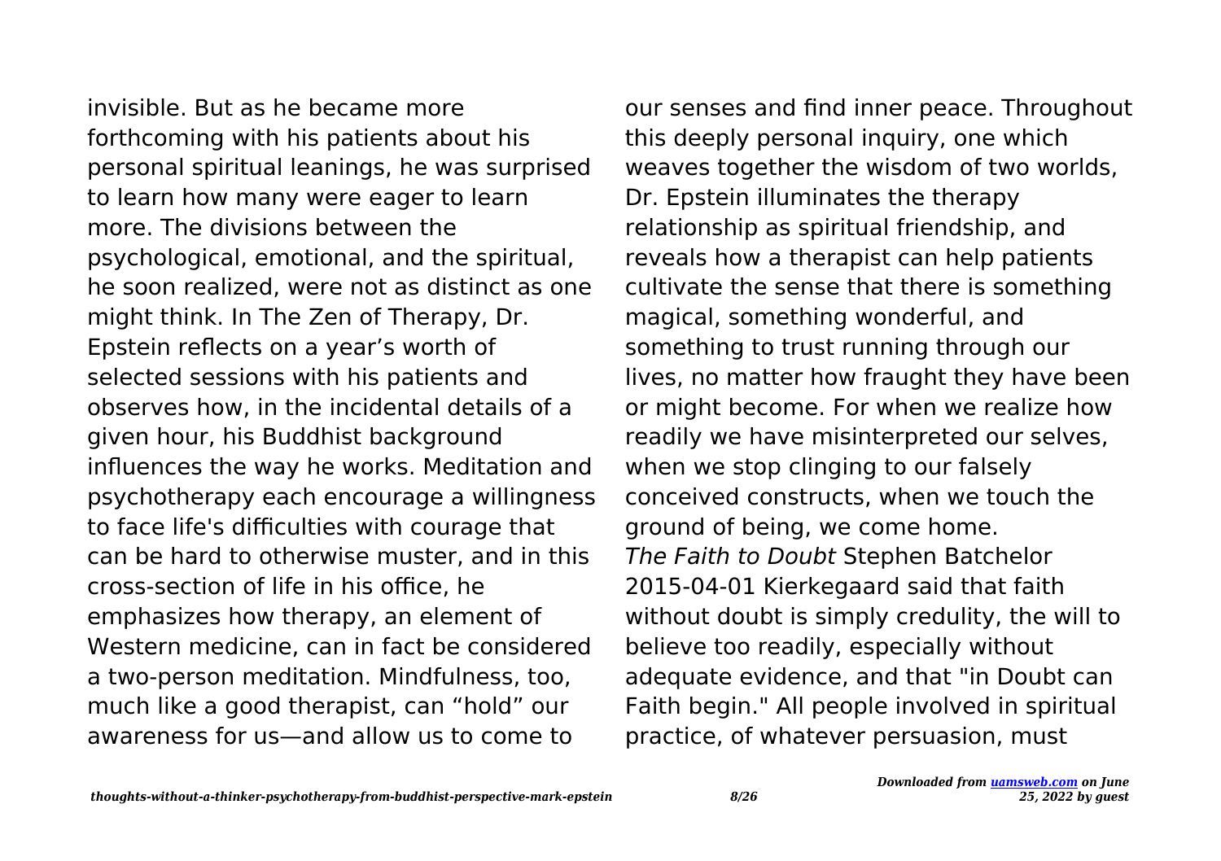invisible. But as he became more forthcoming with his patients about his personal spiritual leanings, he was surprised to learn how many were eager to learn more. The divisions between the psychological, emotional, and the spiritual, he soon realized, were not as distinct as one might think. In The Zen of Therapy, Dr. Epstein reflects on a year's worth of selected sessions with his patients and observes how, in the incidental details of a given hour, his Buddhist background influences the way he works. Meditation and psychotherapy each encourage a willingness to face life's difficulties with courage that can be hard to otherwise muster, and in this cross-section of life in his office, he emphasizes how therapy, an element of Western medicine, can in fact be considered a two-person meditation. Mindfulness, too, much like a good therapist, can "hold" our awareness for us—and allow us to come to our senses and find inner peace. Throughout this deeply personal inquiry, one which weaves together the wisdom of two worlds, Dr. Epstein illuminates the therapy relationship as spiritual friendship, and reveals how a therapist can help patients cultivate the sense that there is something magical, something wonderful, and something to trust running through our lives, no matter how fraught they have been or might become. For when we realize how readily we have misinterpreted our selves, when we stop clinging to our falsely conceived constructs, when we touch the ground of being, we come home.

*The Faith to Doubt* Stephen Batchelor 2015-04-01 Kierkegaard said that faith without doubt is simply credulity, the will to believe too readily, especially without adequate evidence, and that "in Doubt can Faith begin." All people involved in spiritual practice, of whatever persuasion, must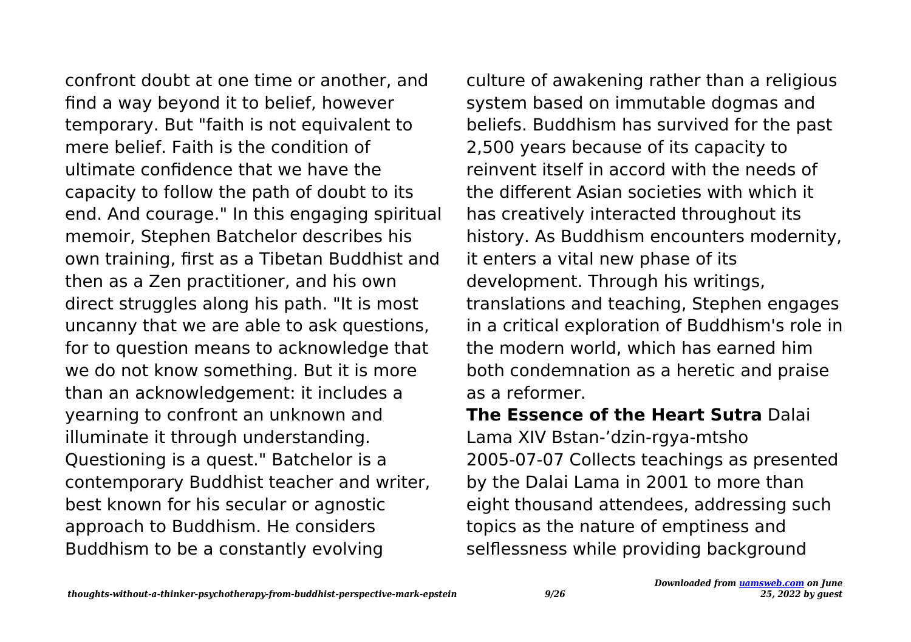confront doubt at one time or another, and find a way beyond it to belief, however temporary. But "faith is not equivalent to mere belief. Faith is the condition of ultimate confidence that we have the capacity to follow the path of doubt to its end. And courage." In this engaging spiritual memoir, Stephen Batchelor describes his own training, first as a Tibetan Buddhist and then as a Zen practitioner, and his own direct struggles along his path. "It is most uncanny that we are able to ask questions, for to question means to acknowledge that we do not know something. But it is more than an acknowledgement: it includes a yearning to confront an unknown and illuminate it through understanding. Questioning is a quest." Batchelor is a contemporary Buddhist teacher and writer, best known for his secular or agnostic approach to Buddhism. He considers Buddhism to be a constantly evolving culture of awakening rather than a religious system based on immutable dogmas and beliefs. Buddhism has survived for the past 2,500 years because of its capacity to reinvent itself in accord with the needs of the different Asian societies with which it has creatively interacted throughout its history. As Buddhism encounters modernity, it enters a vital new phase of its development. Through his writings, translations and teaching, Stephen engages in a critical exploration of Buddhism's role in the modern world, which has earned him both condemnation as a heretic and praise as a reformer.

**The Essence of the Heart Sutra** Dalai Lama XIV Bstan-'dzin-rgya-mtsho 2005-07-07 Collects teachings as presented by the Dalai Lama in 2001 to more than eight thousand attendees, addressing such topics as the nature of emptiness and selflessness while providing background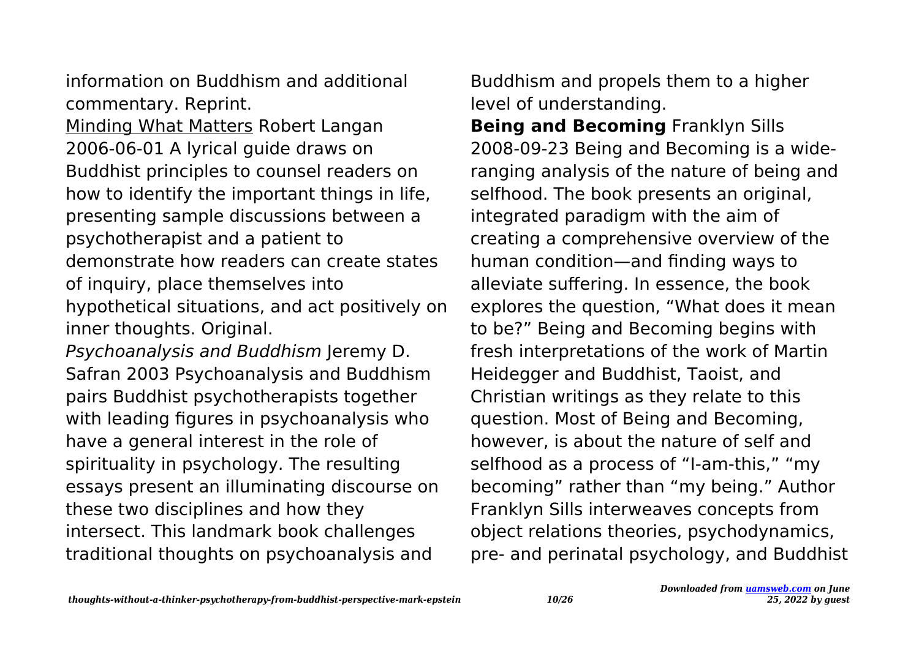information on Buddhism and additional commentary. Reprint.

Minding What Matters Robert Langan 2006-06-01 A lyrical guide draws on Buddhist principles to counsel readers on how to identify the important things in life, presenting sample discussions between a psychotherapist and a patient to demonstrate how readers can create states of inquiry, place themselves into hypothetical situations, and act positively on inner thoughts. Original.

*Psychoanalysis and Buddhism* Jeremy D. Safran 2003 Psychoanalysis and Buddhism pairs Buddhist psychotherapists together with leading figures in psychoanalysis who have a general interest in the role of spirituality in psychology. The resulting essays present an illuminating discourse on these two disciplines and how they intersect. This landmark book challenges traditional thoughts on psychoanalysis and Buddhism and propels them to a higher level of understanding.

**Being and Becoming** Franklyn Sills 2008-09-23 Being and Becoming is a wide-ranging analysis of the nature of being and selfhood. The book presents an original, integrated paradigm with the aim of creating a comprehensive overview of the human condition—and finding ways to alleviate suffering. In essence, the book explores the question, "What does it mean to be?" Being and Becoming begins with fresh interpretations of the work of Martin Heidegger and Buddhist, Taoist, and Christian writings as they relate to this question. Most of Being and Becoming, however, is about the nature of self and selfhood as a process of "I-am-this," "my becoming" rather than "my being." Author Franklyn Sills interweaves concepts from object relations theories, psychodynamics, pre- and perinatal psychology, and Buddhist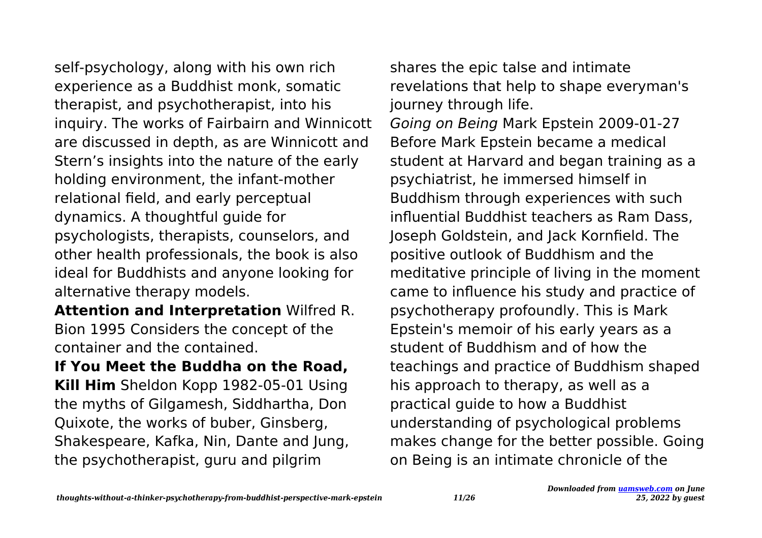self-psychology, along with his own rich experience as a Buddhist monk, somatic therapist, and psychotherapist, into his inquiry. The works of Fairbairn and Winnicott are discussed in depth, as are Winnicott and Stern's insights into the nature of the early holding environment, the infant-mother relational field, and early perceptual dynamics. A thoughtful guide for psychologists, therapists, counselors, and other health professionals, the book is also ideal for Buddhists and anyone looking for alternative therapy models.

**Attention and Interpretation** Wilfred R. Bion 1995 Considers the concept of the container and the contained.

**If You Meet the Buddha on the Road, Kill Him** Sheldon Kopp 1982-05-01 Using the myths of Gilgamesh, Siddhartha, Don Quixote, the works of buber, Ginsberg, Shakespeare, Kafka, Nin, Dante and Jung, the psychotherapist, guru and pilgrim shares the epic talse and intimate revelations that help to shape everyman's journey through life.

*Going on Being* Mark Epstein 2009-01-27 Before Mark Epstein became a medical student at Harvard and began training as a psychiatrist, he immersed himself in Buddhism through experiences with such influential Buddhist teachers as Ram Dass, Joseph Goldstein, and Jack Kornfield. The positive outlook of Buddhism and the meditative principle of living in the moment came to influence his study and practice of psychotherapy profoundly. This is Mark Epstein's memoir of his early years as a student of Buddhism and of how the teachings and practice of Buddhism shaped his approach to therapy, as well as a practical guide to how a Buddhist understanding of psychological problems makes change for the better possible. Going on Being is an intimate chronicle of the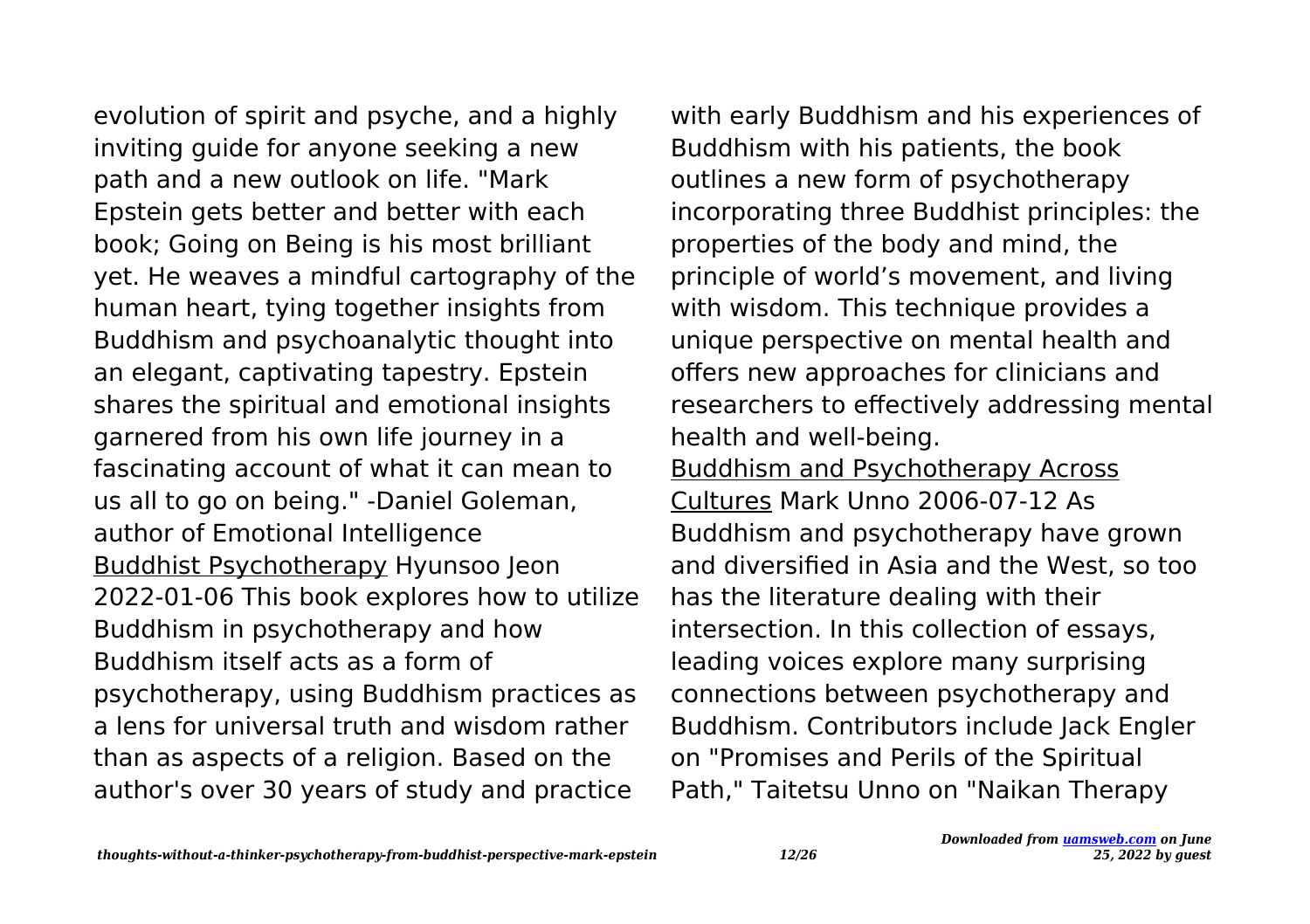evolution of spirit and psyche, and a highly inviting guide for anyone seeking a new path and a new outlook on life. "Mark Epstein gets better and better with each book; Going on Being is his most brilliant yet. He weaves a mindful cartography of the human heart, tying together insights from Buddhism and psychoanalytic thought into an elegant, captivating tapestry. Epstein shares the spiritual and emotional insights garnered from his own life journey in a fascinating account of what it can mean to us all to go on being." -Daniel Goleman, author of Emotional Intelligence

Buddhist Psychotherapy Hyunsoo Jeon 2022-01-06 This book explores how to utilize Buddhism in psychotherapy and how Buddhism itself acts as a form of psychotherapy, using Buddhism practices as a lens for universal truth and wisdom rather than as aspects of a religion. Based on the author's over 30 years of study and practice with early Buddhism and his experiences of Buddhism with his patients, the book outlines a new form of psychotherapy incorporating three Buddhist principles: the properties of the body and mind, the principle of world's movement, and living with wisdom. This technique provides a unique perspective on mental health and offers new approaches for clinicians and researchers to effectively addressing mental health and well-being.

Buddhism and Psychotherapy Across Cultures Mark Unno 2006-07-12 As Buddhism and psychotherapy have grown and diversified in Asia and the West, so too has the literature dealing with their intersection. In this collection of essays, leading voices explore many surprising connections between psychotherapy and Buddhism. Contributors include Jack Engler on "Promises and Perils of the Spiritual Path," Taitetsu Unno on "Naikan Therapy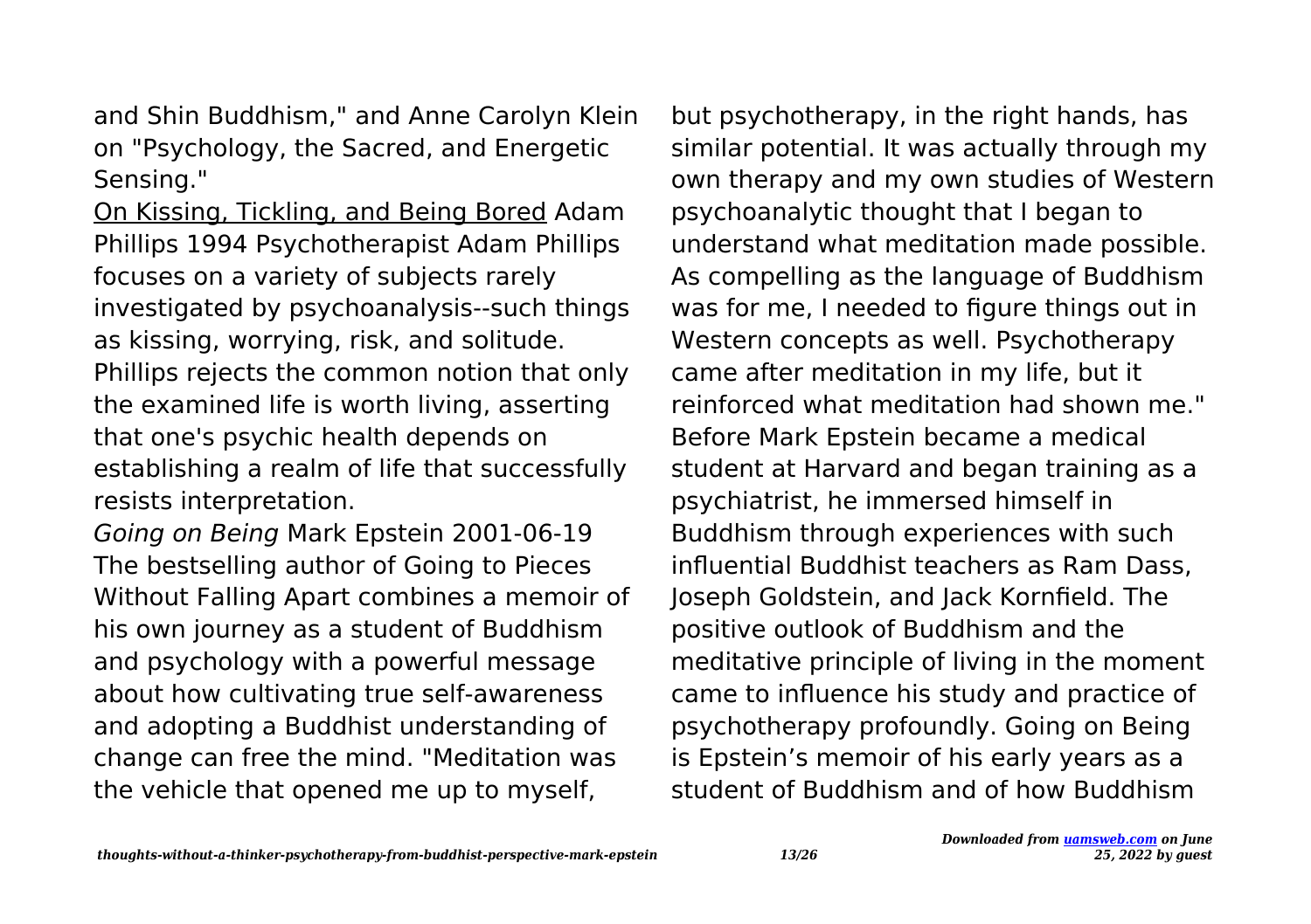and Shin Buddhism," and Anne Carolyn Klein on "Psychology, the Sacred, and Energetic Sensing."

On Kissing, Tickling, and Being Bored Adam Phillips 1994 Psychotherapist Adam Phillips focuses on a variety of subjects rarely investigated by psychoanalysis--such things as kissing, worrying, risk, and solitude. Phillips rejects the common notion that only the examined life is worth living, asserting that one's psychic health depends on establishing a realm of life that successfully resists interpretation.

*Going on Being* Mark Epstein 2001-06-19 The bestselling author of Going to Pieces Without Falling Apart combines a memoir of his own journey as a student of Buddhism and psychology with a powerful message about how cultivating true self-awareness and adopting a Buddhist understanding of change can free the mind. "Meditation was the vehicle that opened me up to myself, but psychotherapy, in the right hands, has similar potential. It was actually through my own therapy and my own studies of Western psychoanalytic thought that I began to understand what meditation made possible. As compelling as the language of Buddhism was for me, I needed to figure things out in Western concepts as well. Psychotherapy came after meditation in my life, but it reinforced what meditation had shown me." Before Mark Epstein became a medical student at Harvard and began training as a psychiatrist, he immersed himself in Buddhism through experiences with such influential Buddhist teachers as Ram Dass, Joseph Goldstein, and Jack Kornfield. The positive outlook of Buddhism and the meditative principle of living in the moment came to influence his study and practice of psychotherapy profoundly. Going on Being is Epstein's memoir of his early years as a student of Buddhism and of how Buddhism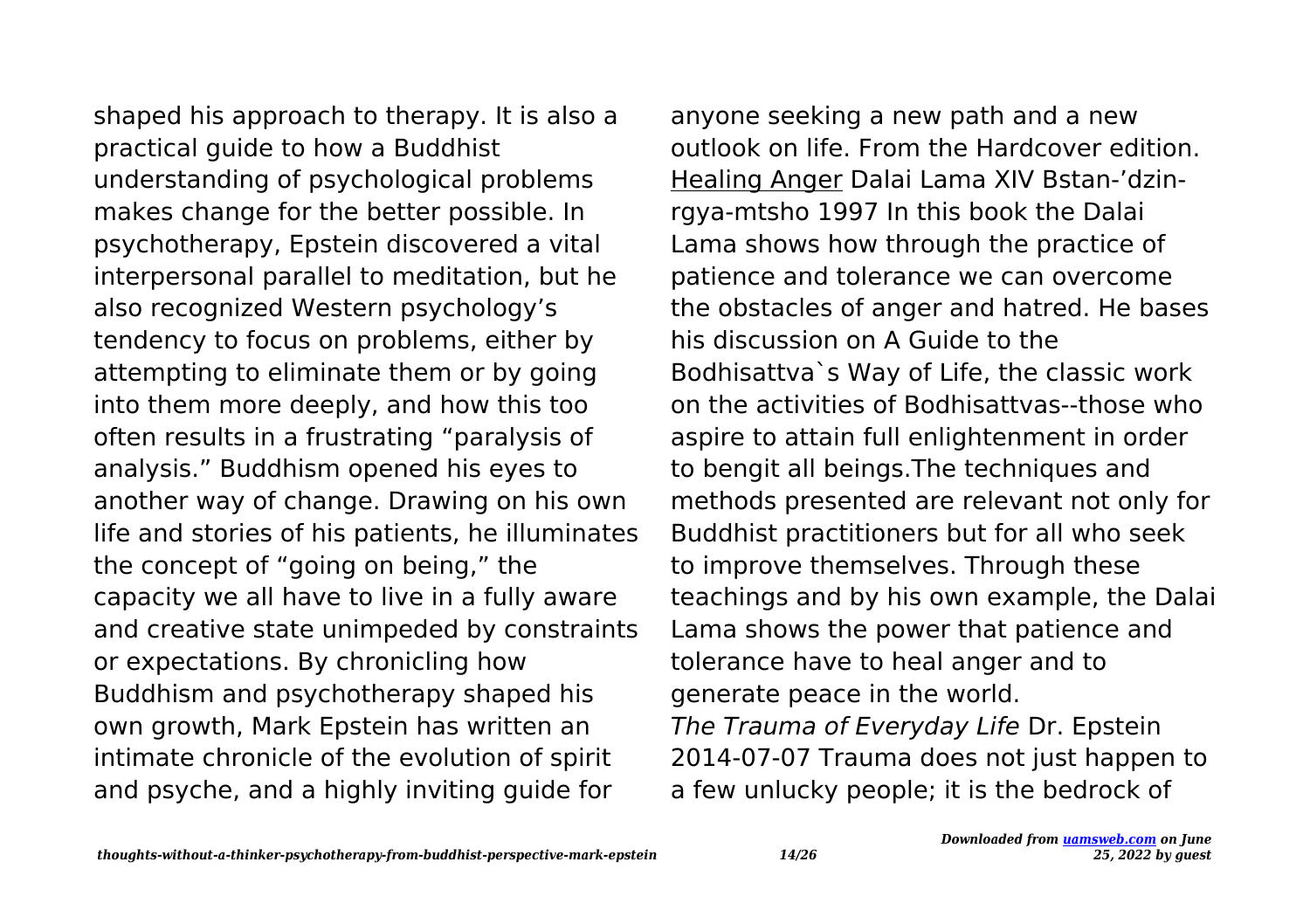shaped his approach to therapy. It is also a practical guide to how a Buddhist understanding of psychological problems makes change for the better possible. In psychotherapy, Epstein discovered a vital interpersonal parallel to meditation, but he also recognized Western psychology's tendency to focus on problems, either by attempting to eliminate them or by going into them more deeply, and how this too often results in a frustrating "paralysis of analysis." Buddhism opened his eyes to another way of change. Drawing on his own life and stories of his patients, he illuminates the concept of "going on being," the capacity we all have to live in a fully aware and creative state unimpeded by constraints or expectations. By chronicling how Buddhism and psychotherapy shaped his own growth, Mark Epstein has written an intimate chronicle of the evolution of spirit and psyche, and a highly inviting guide for anyone seeking a new path and a new outlook on life. From the Hardcover edition.

Healing Anger Dalai Lama XIV Bstan-'dzin-rgya-mtsho 1997 In this book the Dalai Lama shows how through the practice of patience and tolerance we can overcome the obstacles of anger and hatred. He bases his discussion on A Guide to the Bodhisattva`s Way of Life, the classic work on the activities of Bodhisattvas--those who aspire to attain full enlightenment in order to bengit all beings.The techniques and methods presented are relevant not only for Buddhist practitioners but for all who seek to improve themselves. Through these teachings and by his own example, the Dalai Lama shows the power that patience and tolerance have to heal anger and to generate peace in the world.

*The Trauma of Everyday Life* Dr. Epstein 2014-07-07 Trauma does not just happen to a few unlucky people; it is the bedrock of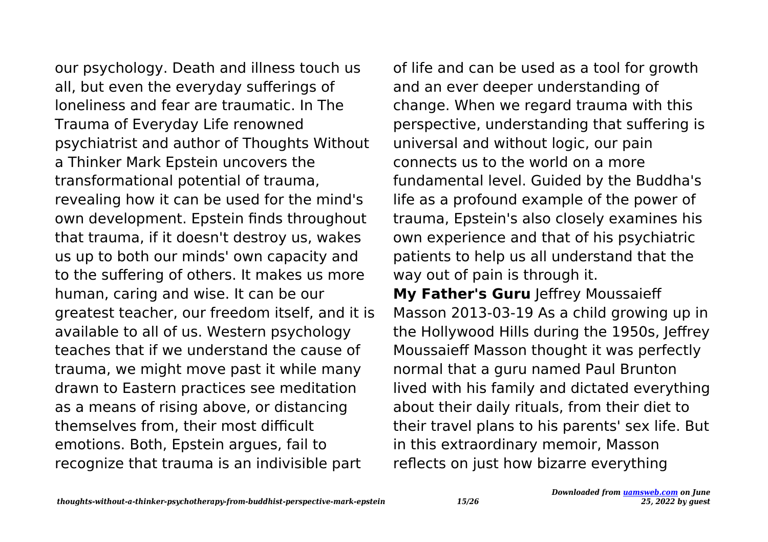our psychology. Death and illness touch us all, but even the everyday sufferings of loneliness and fear are traumatic. In The Trauma of Everyday Life renowned psychiatrist and author of Thoughts Without a Thinker Mark Epstein uncovers the transformational potential of trauma, revealing how it can be used for the mind's own development. Epstein finds throughout that trauma, if it doesn't destroy us, wakes us up to both our minds' own capacity and to the suffering of others. It makes us more human, caring and wise. It can be our greatest teacher, our freedom itself, and it is available to all of us. Western psychology teaches that if we understand the cause of trauma, we might move past it while many drawn to Eastern practices see meditation as a means of rising above, or distancing themselves from, their most difficult emotions. Both, Epstein argues, fail to recognize that trauma is an indivisible part of life and can be used as a tool for growth and an ever deeper understanding of change. When we regard trauma with this perspective, understanding that suffering is universal and without logic, our pain connects us to the world on a more fundamental level. Guided by the Buddha's life as a profound example of the power of trauma, Epstein's also closely examines his own experience and that of his psychiatric patients to help us all understand that the way out of pain is through it.

**My Father's Guru** Jeffrey Moussaieff Masson 2013-03-19 As a child growing up in the Hollywood Hills during the 1950s, Jeffrey Moussaieff Masson thought it was perfectly normal that a guru named Paul Brunton lived with his family and dictated everything about their daily rituals, from their diet to their travel plans to his parents' sex life. But in this extraordinary memoir, Masson reflects on just how bizarre everything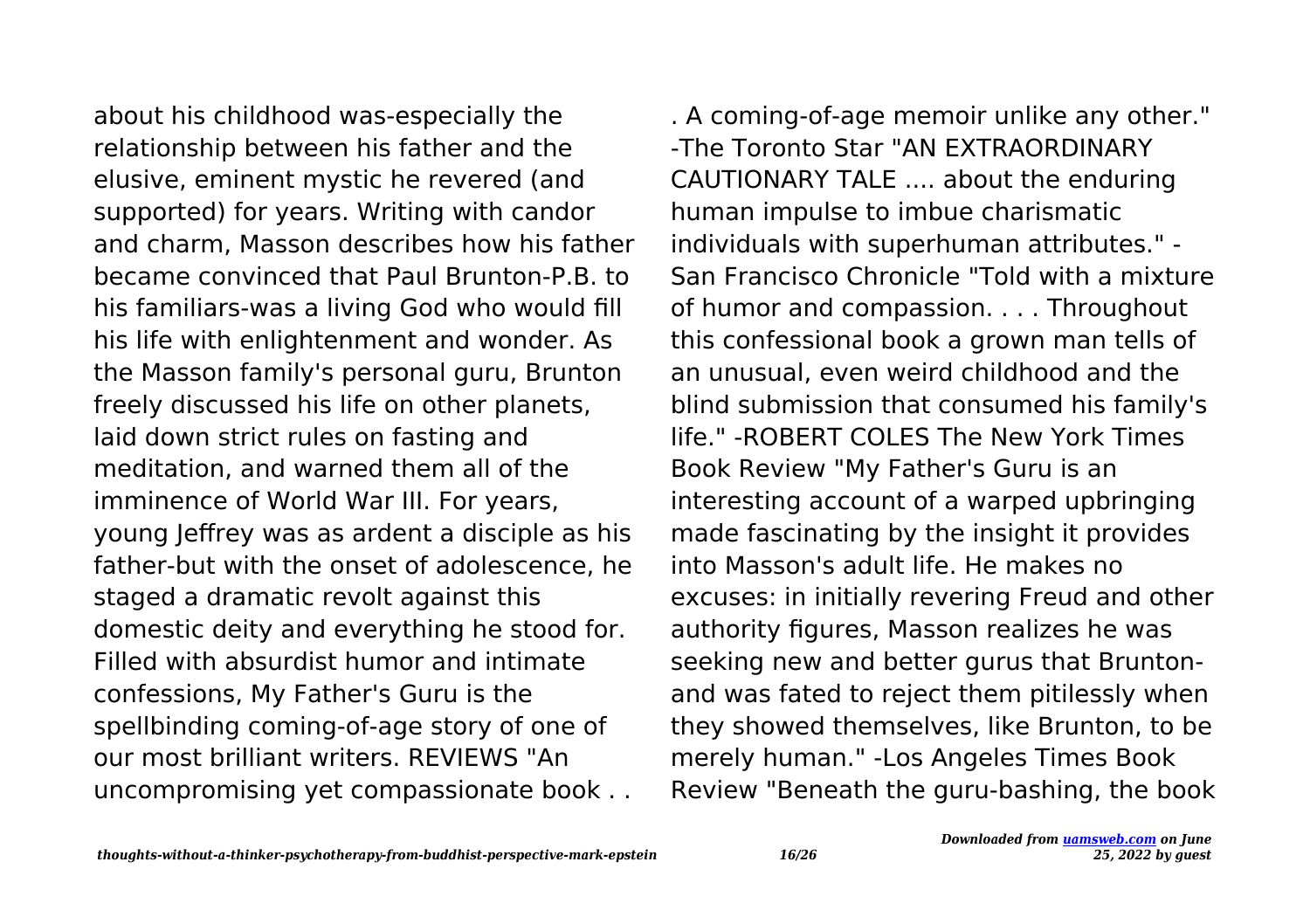about his childhood was-especially the relationship between his father and the elusive, eminent mystic he revered (and supported) for years. Writing with candor and charm, Masson describes how his father became convinced that Paul Brunton-P.B. to his familiars-was a living God who would fill his life with enlightenment and wonder. As the Masson family's personal guru, Brunton freely discussed his life on other planets, laid down strict rules on fasting and meditation, and warned them all of the imminence of World War III. For years, young Jeffrey was as ardent a disciple as his father-but with the onset of adolescence, he staged a dramatic revolt against this domestic deity and everything he stood for. Filled with absurdist humor and intimate confessions, My Father's Guru is the spellbinding coming-of-age story of one of our most brilliant writers. REVIEWS "An uncompromising yet compassionate book . . . A coming-of-age memoir unlike any other." -The Toronto Star "AN EXTRAORDINARY CAUTIONARY TALE .... about the enduring human impulse to imbue charismatic individuals with superhuman attributes." -San Francisco Chronicle "Told with a mixture of humor and compassion. . . . Throughout this confessional book a grown man tells of an unusual, even weird childhood and the blind submission that consumed his family's life." -ROBERT COLES The New York Times Book Review "My Father's Guru is an interesting account of a warped upbringing made fascinating by the insight it provides into Masson's adult life. He makes no excuses: in initially revering Freud and other authority figures, Masson realizes he was seeking new and better gurus that Brunton-and was fated to reject them pitilessly when they showed themselves, like Brunton, to be merely human." -Los Angeles Times Book Review "Beneath the guru-bashing, the book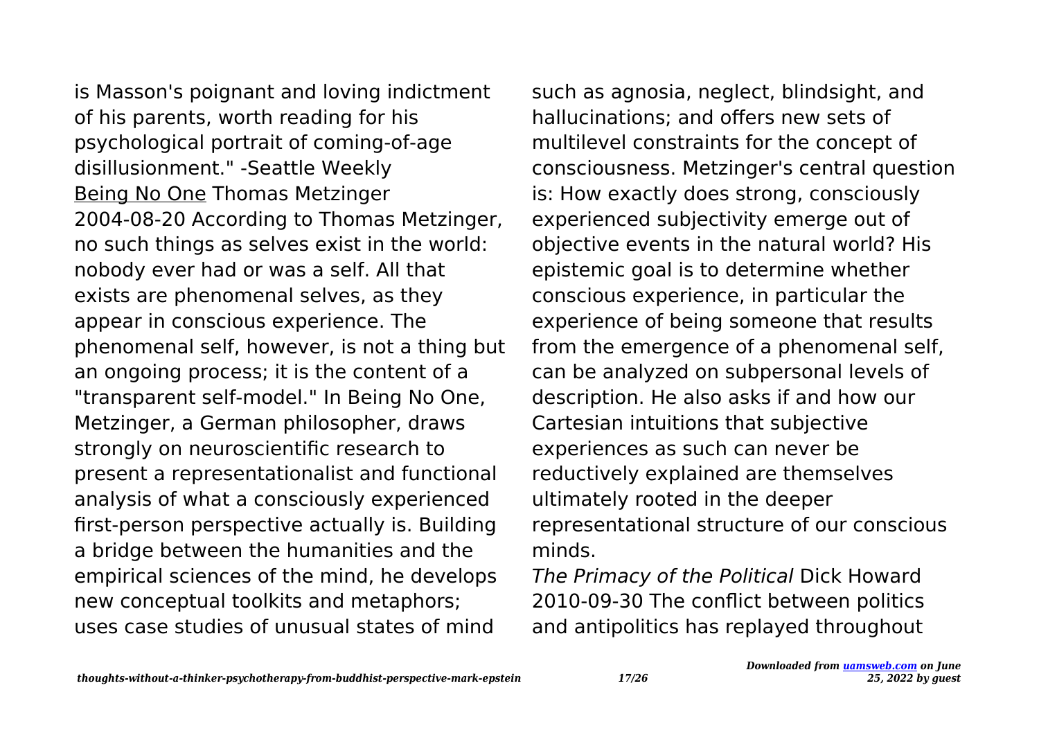is Masson's poignant and loving indictment of his parents, worth reading for his psychological portrait of coming-of-age disillusionment." -Seattle Weekly

Being No One Thomas Metzinger 2004-08-20 According to Thomas Metzinger, no such things as selves exist in the world: nobody ever had or was a self. All that exists are phenomenal selves, as they appear in conscious experience. The phenomenal self, however, is not a thing but an ongoing process; it is the content of a "transparent self-model." In Being No One, Metzinger, a German philosopher, draws strongly on neuroscientific research to present a representationalist and functional analysis of what a consciously experienced first-person perspective actually is. Building a bridge between the humanities and the empirical sciences of the mind, he develops new conceptual toolkits and metaphors; uses case studies of unusual states of mind such as agnosia, neglect, blindsight, and hallucinations; and offers new sets of multilevel constraints for the concept of consciousness. Metzinger's central question is: How exactly does strong, consciously experienced subjectivity emerge out of objective events in the natural world? His epistemic goal is to determine whether conscious experience, in particular the experience of being someone that results from the emergence of a phenomenal self, can be analyzed on subpersonal levels of description. He also asks if and how our Cartesian intuitions that subjective experiences as such can never be reductively explained are themselves ultimately rooted in the deeper representational structure of our conscious minds.

*The Primacy of the Political* Dick Howard 2010-09-30 The conflict between politics and antipolitics has replayed throughout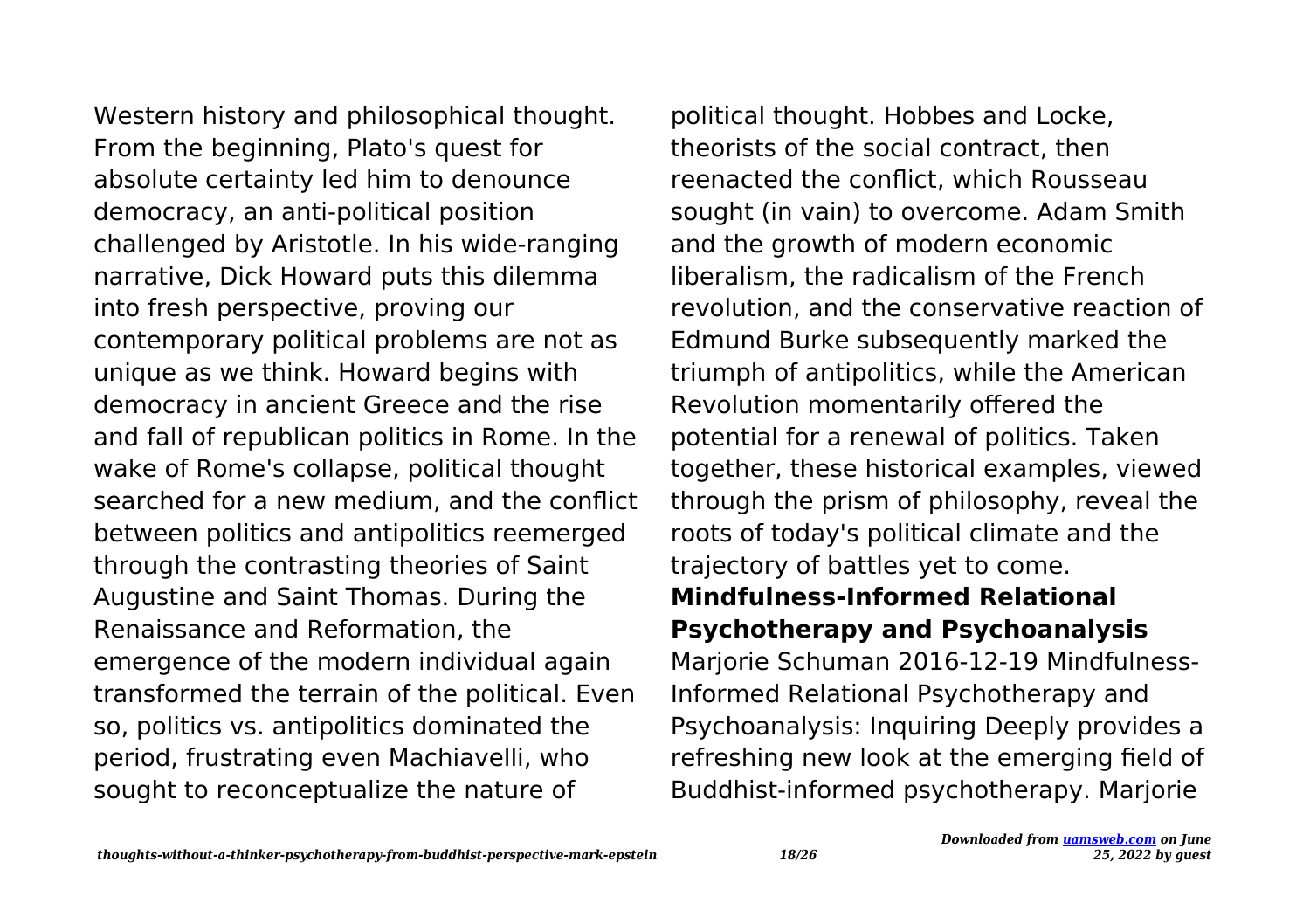Western history and philosophical thought. From the beginning, Plato's quest for absolute certainty led him to denounce democracy, an anti-political position challenged by Aristotle. In his wide-ranging narrative, Dick Howard puts this dilemma into fresh perspective, proving our contemporary political problems are not as unique as we think. Howard begins with democracy in ancient Greece and the rise and fall of republican politics in Rome. In the wake of Rome's collapse, political thought searched for a new medium, and the conflict between politics and antipolitics reemerged through the contrasting theories of Saint Augustine and Saint Thomas. During the Renaissance and Reformation, the emergence of the modern individual again transformed the terrain of the political. Even so, politics vs. antipolitics dominated the period, frustrating even Machiavelli, who sought to reconceptualize the nature of political thought. Hobbes and Locke, theorists of the social contract, then reenacted the conflict, which Rousseau sought (in vain) to overcome. Adam Smith and the growth of modern economic liberalism, the radicalism of the French revolution, and the conservative reaction of Edmund Burke subsequently marked the triumph of antipolitics, while the American Revolution momentarily offered the potential for a renewal of politics. Taken together, these historical examples, viewed through the prism of philosophy, reveal the roots of today's political climate and the trajectory of battles yet to come.

**Mindfulness-Informed Relational Psychotherapy and Psychoanalysis**

Marjorie Schuman 2016-12-19 Mindfulness-Informed Relational Psychotherapy and Psychoanalysis: Inquiring Deeply provides a refreshing new look at the emerging field of Buddhist-informed psychotherapy. Marjorie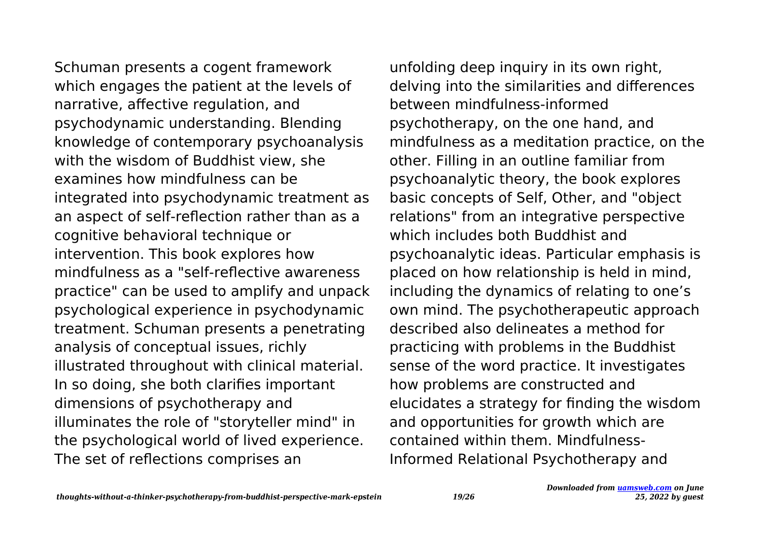Schuman presents a cogent framework which engages the patient at the levels of narrative, affective regulation, and psychodynamic understanding. Blending knowledge of contemporary psychoanalysis with the wisdom of Buddhist view, she examines how mindfulness can be integrated into psychodynamic treatment as an aspect of self-reflection rather than as a cognitive behavioral technique or intervention. This book explores how mindfulness as a "self-reflective awareness practice" can be used to amplify and unpack psychological experience in psychodynamic treatment. Schuman presents a penetrating analysis of conceptual issues, richly illustrated throughout with clinical material. In so doing, she both clarifies important dimensions of psychotherapy and illuminates the role of "storyteller mind" in the psychological world of lived experience. The set of reflections comprises an unfolding deep inquiry in its own right, delving into the similarities and differences between mindfulness-informed psychotherapy, on the one hand, and mindfulness as a meditation practice, on the other. Filling in an outline familiar from psychoanalytic theory, the book explores basic concepts of Self, Other, and "object relations" from an integrative perspective which includes both Buddhist and psychoanalytic ideas. Particular emphasis is placed on how relationship is held in mind, including the dynamics of relating to one's own mind. The psychotherapeutic approach described also delineates a method for practicing with problems in the Buddhist sense of the word practice. It investigates how problems are constructed and elucidates a strategy for finding the wisdom and opportunities for growth which are contained within them. Mindfulness-Informed Relational Psychotherapy and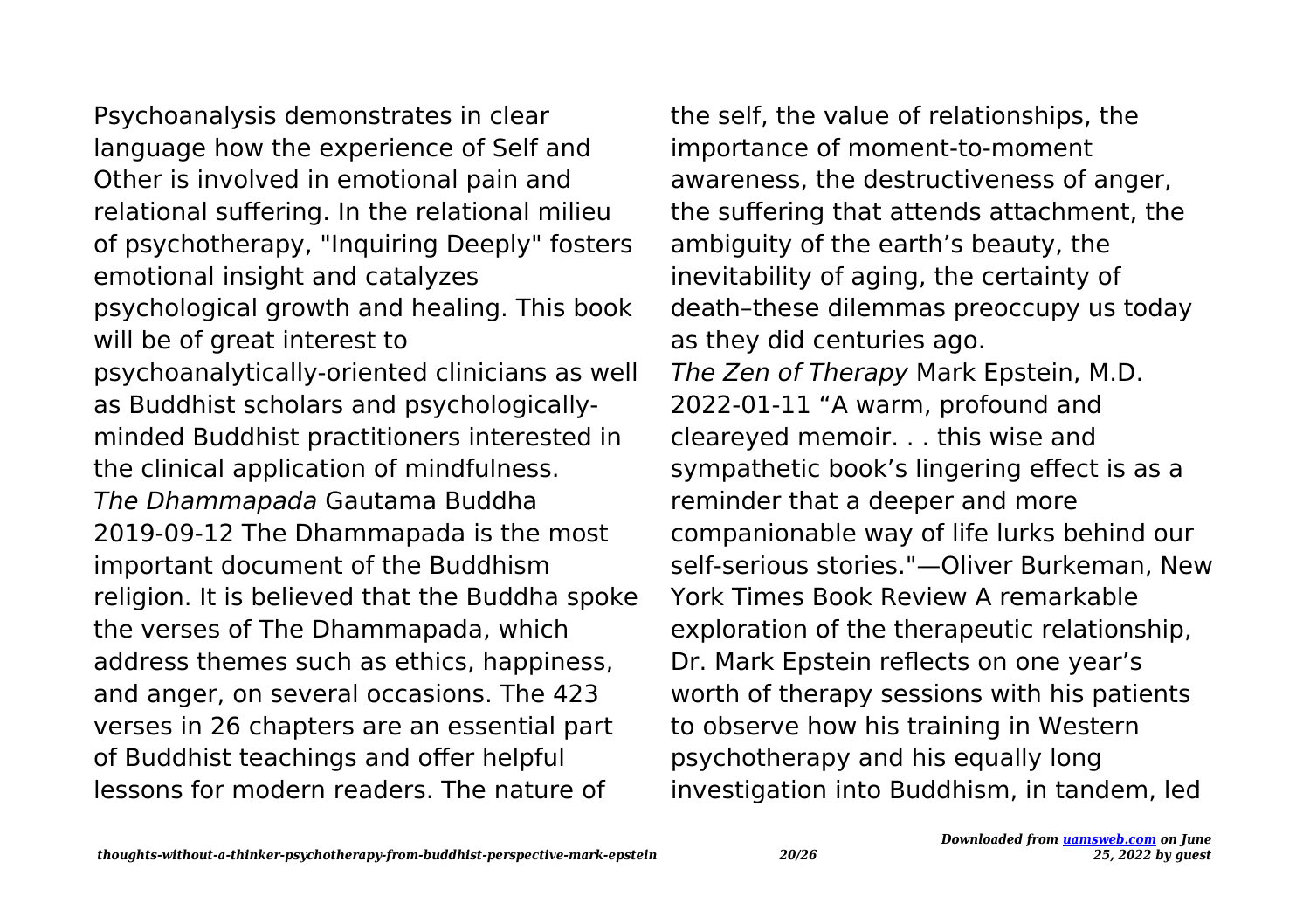Psychoanalysis demonstrates in clear language how the experience of Self and Other is involved in emotional pain and relational suffering. In the relational milieu of psychotherapy, "Inquiring Deeply" fosters emotional insight and catalyzes psychological growth and healing. This book will be of great interest to psychoanalytically-oriented clinicians as well as Buddhist scholars and psychologically-minded Buddhist practitioners interested in the clinical application of mindfulness.

*The Dhammapada* Gautama Buddha 2019-09-12 The Dhammapada is the most important document of the Buddhism religion. It is believed that the Buddha spoke the verses of The Dhammapada, which address themes such as ethics, happiness, and anger, on several occasions. The 423 verses in 26 chapters are an essential part of Buddhist teachings and offer helpful lessons for modern readers. The nature of the self, the value of relationships, the importance of moment-to-moment awareness, the destructiveness of anger, the suffering that attends attachment, the ambiguity of the earth's beauty, the inevitability of aging, the certainty of death–these dilemmas preoccupy us today as they did centuries ago.

*The Zen of Therapy* Mark Epstein, M.D. 2022-01-11 "A warm, profound and cleareyed memoir. . . this wise and sympathetic book's lingering effect is as a reminder that a deeper and more companionable way of life lurks behind our self-serious stories."—Oliver Burkeman, New York Times Book Review A remarkable exploration of the therapeutic relationship, Dr. Mark Epstein reflects on one year's worth of therapy sessions with his patients to observe how his training in Western psychotherapy and his equally long investigation into Buddhism, in tandem, led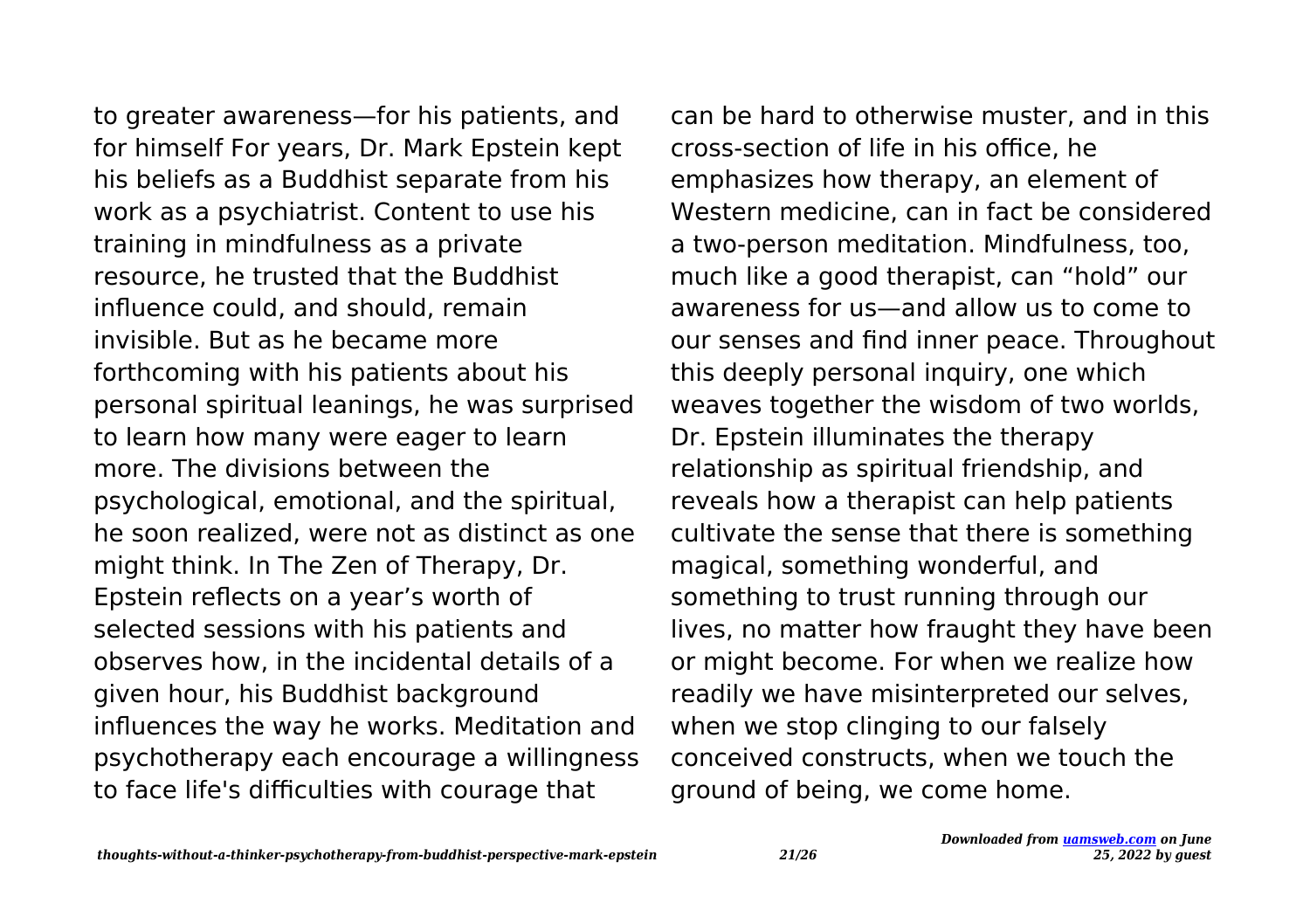to greater awareness—for his patients, and for himself For years, Dr. Mark Epstein kept his beliefs as a Buddhist separate from his work as a psychiatrist. Content to use his training in mindfulness as a private resource, he trusted that the Buddhist influence could, and should, remain invisible. But as he became more forthcoming with his patients about his personal spiritual leanings, he was surprised to learn how many were eager to learn more. The divisions between the psychological, emotional, and the spiritual, he soon realized, were not as distinct as one might think. In The Zen of Therapy, Dr. Epstein reflects on a year's worth of selected sessions with his patients and observes how, in the incidental details of a given hour, his Buddhist background influences the way he works. Meditation and psychotherapy each encourage a willingness to face life's difficulties with courage that can be hard to otherwise muster, and in this cross-section of life in his office, he emphasizes how therapy, an element of Western medicine, can in fact be considered a two-person meditation. Mindfulness, too, much like a good therapist, can "hold" our awareness for us—and allow us to come to our senses and find inner peace. Throughout this deeply personal inquiry, one which weaves together the wisdom of two worlds, Dr. Epstein illuminates the therapy relationship as spiritual friendship, and reveals how a therapist can help patients cultivate the sense that there is something magical, something wonderful, and something to trust running through our lives, no matter how fraught they have been or might become. For when we realize how readily we have misinterpreted our selves, when we stop clinging to our falsely conceived constructs, when we touch the ground of being, we come home.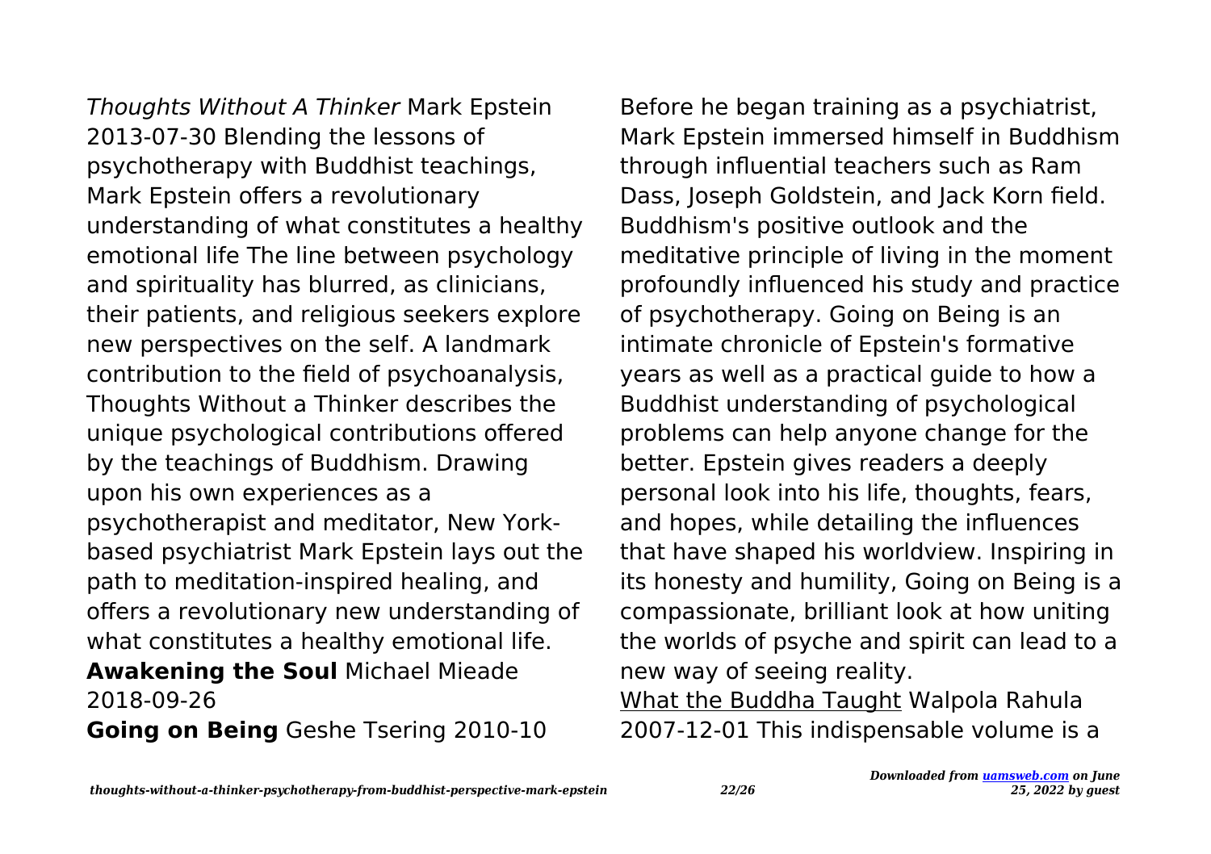*Thoughts Without A Thinker* Mark Epstein 2013-07-30 Blending the lessons of psychotherapy with Buddhist teachings, Mark Epstein offers a revolutionary understanding of what constitutes a healthy emotional life The line between psychology and spirituality has blurred, as clinicians, their patients, and religious seekers explore new perspectives on the self. A landmark contribution to the field of psychoanalysis, Thoughts Without a Thinker describes the unique psychological contributions offered by the teachings of Buddhism. Drawing upon his own experiences as a psychotherapist and meditator, New York-based psychiatrist Mark Epstein lays out the path to meditation-inspired healing, and offers a revolutionary new understanding of what constitutes a healthy emotional life.

**Awakening the Soul** Michael Mieade 2018-09-26

**Going on Being** Geshe Tsering 2010-10 Before he began training as a psychiatrist, Mark Epstein immersed himself in Buddhism through influential teachers such as Ram Dass, Joseph Goldstein, and Jack Korn field. Buddhism's positive outlook and the meditative principle of living in the moment profoundly influenced his study and practice of psychotherapy. Going on Being is an intimate chronicle of Epstein's formative years as well as a practical guide to how a Buddhist understanding of psychological problems can help anyone change for the better. Epstein gives readers a deeply personal look into his life, thoughts, fears, and hopes, while detailing the influences that have shaped his worldview. Inspiring in its honesty and humility, Going on Being is a compassionate, brilliant look at how uniting the worlds of psyche and spirit can lead to a new way of seeing reality.

What the Buddha Taught Walpola Rahula 2007-12-01 This indispensable volume is a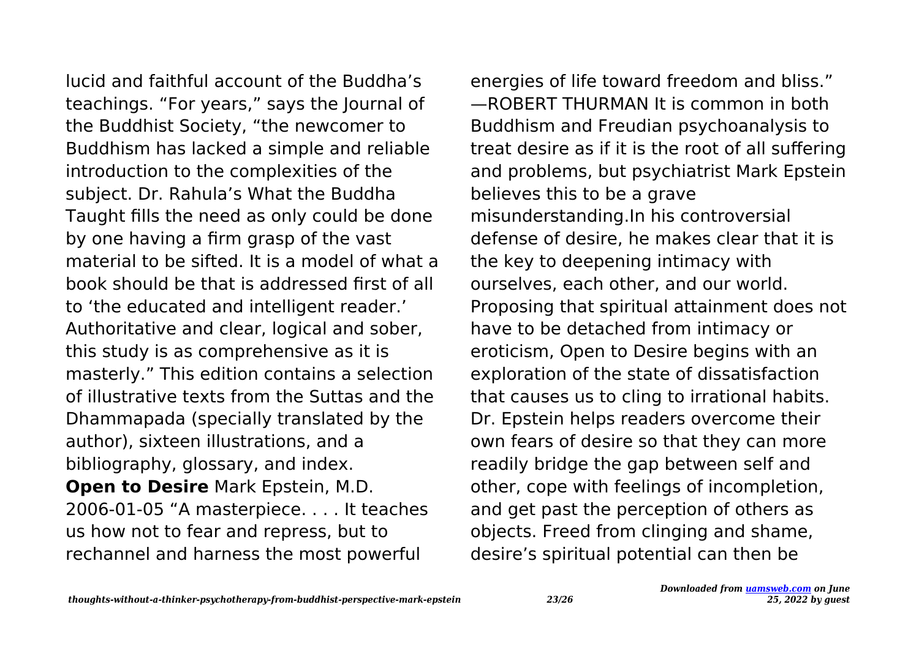lucid and faithful account of the Buddha's teachings. "For years," says the Journal of the Buddhist Society, "the newcomer to Buddhism has lacked a simple and reliable introduction to the complexities of the subject. Dr. Rahula's What the Buddha Taught fills the need as only could be done by one having a firm grasp of the vast material to be sifted. It is a model of what a book should be that is addressed first of all to 'the educated and intelligent reader.' Authoritative and clear, logical and sober, this study is as comprehensive as it is masterly." This edition contains a selection of illustrative texts from the Suttas and the Dhammapada (specially translated by the author), sixteen illustrations, and a bibliography, glossary, and index.

**Open to Desire** Mark Epstein, M.D. 2006-01-05 "A masterpiece. . . . It teaches us how not to fear and repress, but to rechannel and harness the most powerful energies of life toward freedom and bliss." —ROBERT THURMAN It is common in both Buddhism and Freudian psychoanalysis to treat desire as if it is the root of all suffering and problems, but psychiatrist Mark Epstein believes this to be a grave misunderstanding.In his controversial defense of desire, he makes clear that it is the key to deepening intimacy with ourselves, each other, and our world. Proposing that spiritual attainment does not have to be detached from intimacy or eroticism, Open to Desire begins with an exploration of the state of dissatisfaction that causes us to cling to irrational habits. Dr. Epstein helps readers overcome their own fears of desire so that they can more readily bridge the gap between self and other, cope with feelings of incompletion, and get past the perception of others as objects. Freed from clinging and shame, desire's spiritual potential can then be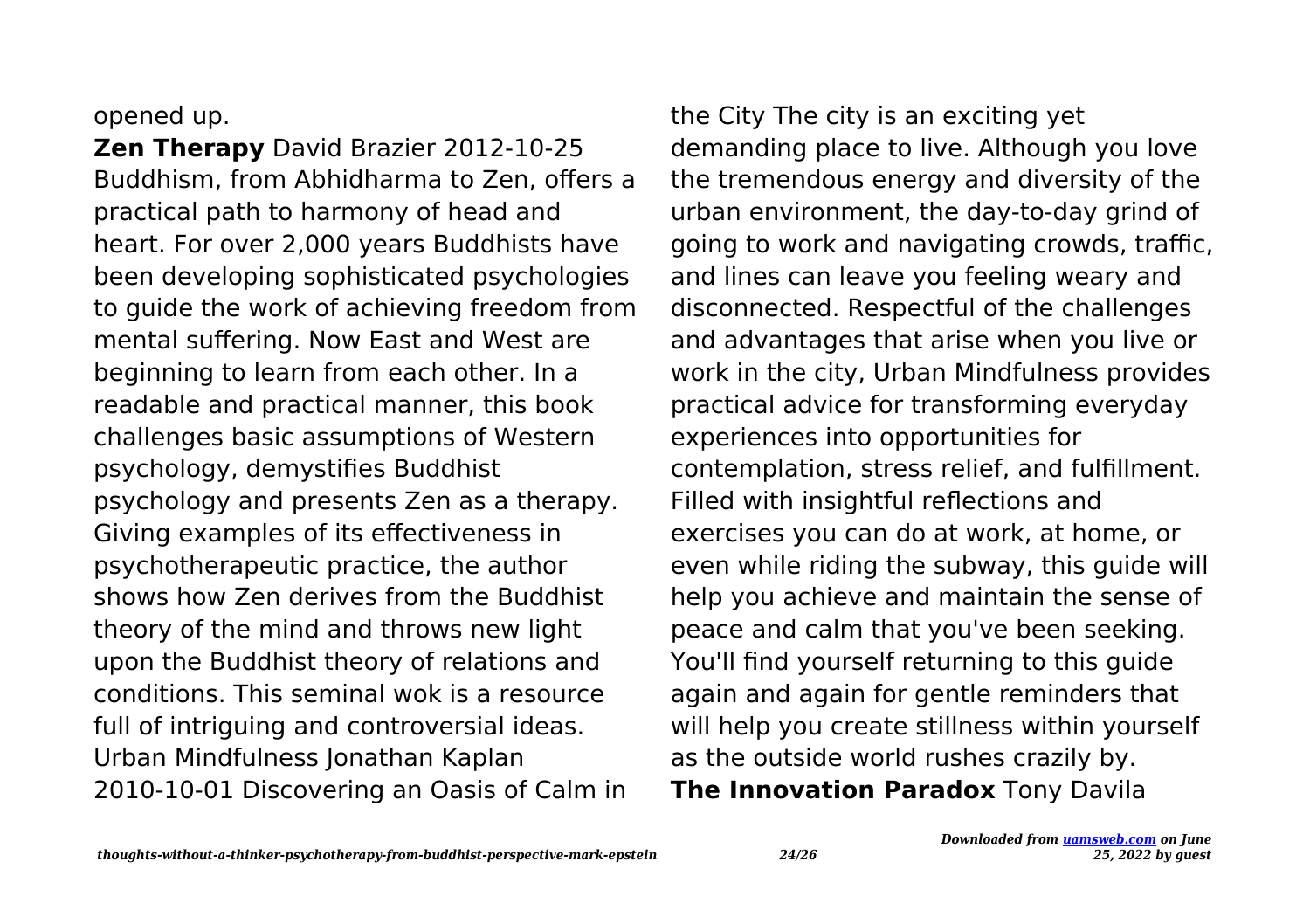opened up.

**Zen Therapy** David Brazier 2012-10-25 Buddhism, from Abhidharma to Zen, offers a practical path to harmony of head and heart. For over 2,000 years Buddhists have been developing sophisticated psychologies to guide the work of achieving freedom from mental suffering. Now East and West are beginning to learn from each other. In a readable and practical manner, this book challenges basic assumptions of Western psychology, demystifies Buddhist psychology and presents Zen as a therapy. Giving examples of its effectiveness in psychotherapeutic practice, the author shows how Zen derives from the Buddhist theory of the mind and throws new light upon the Buddhist theory of relations and conditions. This seminal wok is a resource full of intriguing and controversial ideas.

Urban Mindfulness Jonathan Kaplan 2010-10-01 Discovering an Oasis of Calm in the City The city is an exciting yet demanding place to live. Although you love the tremendous energy and diversity of the urban environment, the day-to-day grind of going to work and navigating crowds, traffic, and lines can leave you feeling weary and disconnected. Respectful of the challenges and advantages that arise when you live or work in the city, Urban Mindfulness provides practical advice for transforming everyday experiences into opportunities for contemplation, stress relief, and fulfillment. Filled with insightful reflections and exercises you can do at work, at home, or even while riding the subway, this guide will help you achieve and maintain the sense of peace and calm that you've been seeking. You'll find yourself returning to this guide again and again for gentle reminders that will help you create stillness within yourself as the outside world rushes crazily by.

**The Innovation Paradox** Tony Davila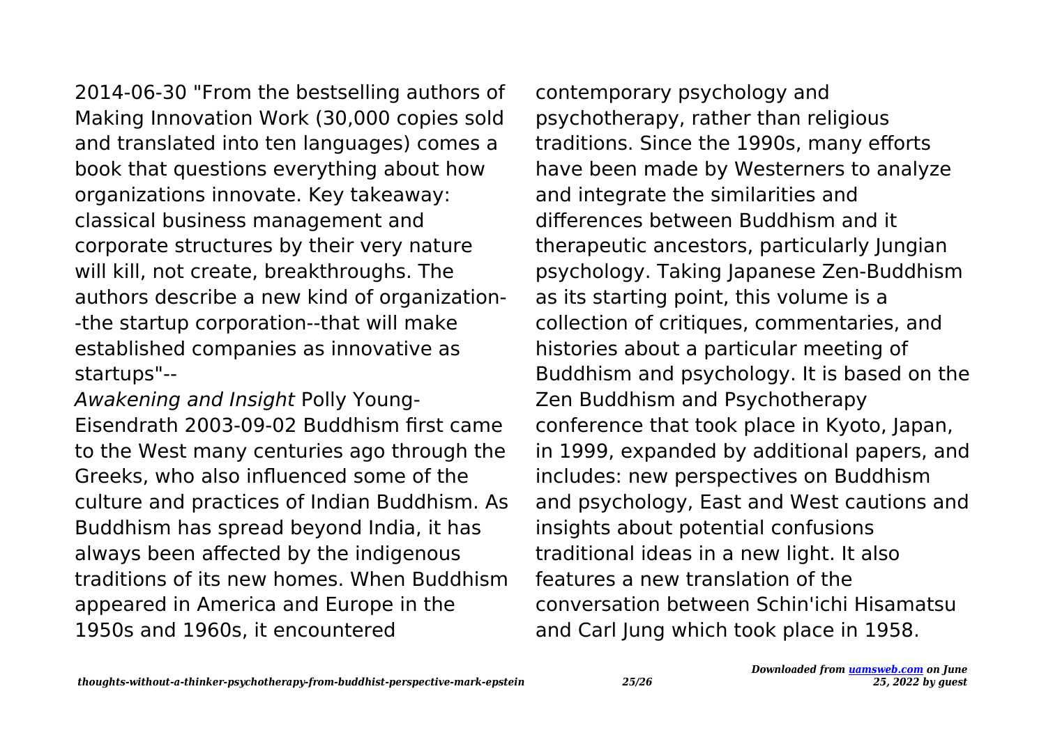2014-06-30 "From the bestselling authors of Making Innovation Work (30,000 copies sold and translated into ten languages) comes a book that questions everything about how organizations innovate. Key takeaway: classical business management and corporate structures by their very nature will kill, not create, breakthroughs. The authors describe a new kind of organization--the startup corporation--that will make established companies as innovative as startups"--

*Awakening and Insight* Polly Young-Eisendrath 2003-09-02 Buddhism first came to the West many centuries ago through the Greeks, who also influenced some of the culture and practices of Indian Buddhism. As Buddhism has spread beyond India, it has always been affected by the indigenous traditions of its new homes. When Buddhism appeared in America and Europe in the 1950s and 1960s, it encountered contemporary psychology and psychotherapy, rather than religious traditions. Since the 1990s, many efforts have been made by Westerners to analyze and integrate the similarities and differences between Buddhism and it therapeutic ancestors, particularly Jungian psychology. Taking Japanese Zen-Buddhism as its starting point, this volume is a collection of critiques, commentaries, and histories about a particular meeting of Buddhism and psychology. It is based on the Zen Buddhism and Psychotherapy conference that took place in Kyoto, Japan, in 1999, expanded by additional papers, and includes: new perspectives on Buddhism and psychology, East and West cautions and insights about potential confusions traditional ideas in a new light. It also features a new translation of the conversation between Schin'ichi Hisamatsu and Carl Jung which took place in 1958.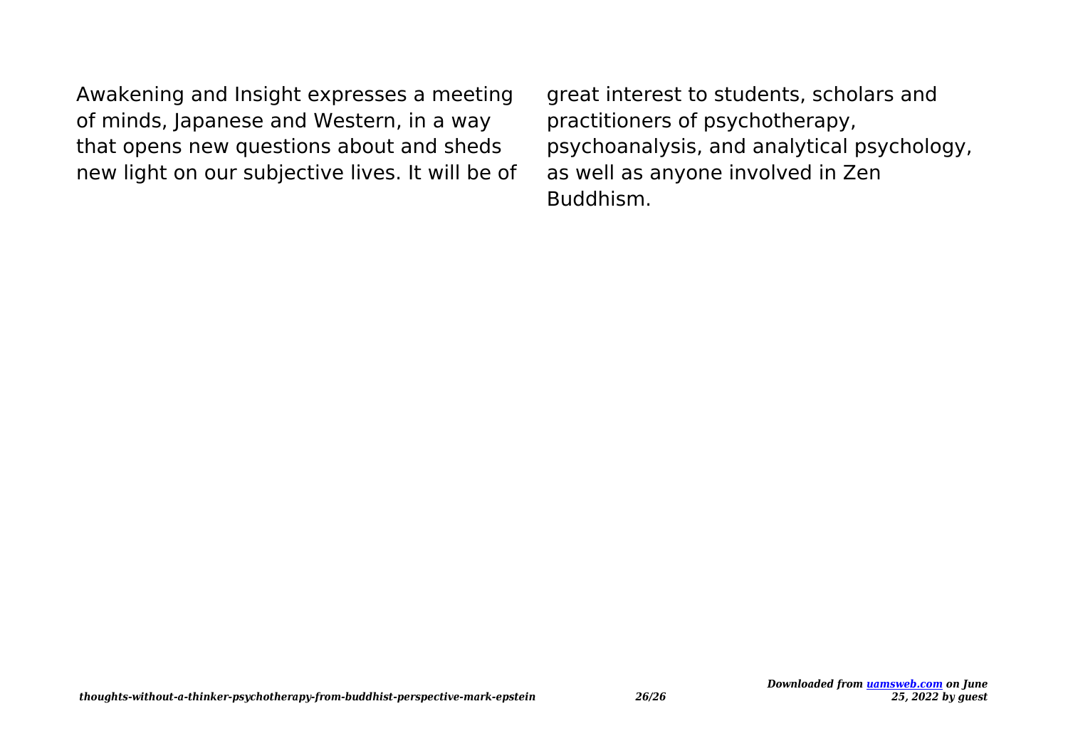Awakening and Insight expresses a meeting of minds, Japanese and Western, in a way that opens new questions about and sheds new light on our subjective lives. It will be of great interest to students, scholars and practitioners of psychotherapy, psychoanalysis, and analytical psychology, as well as anyone involved in Zen Buddhism.